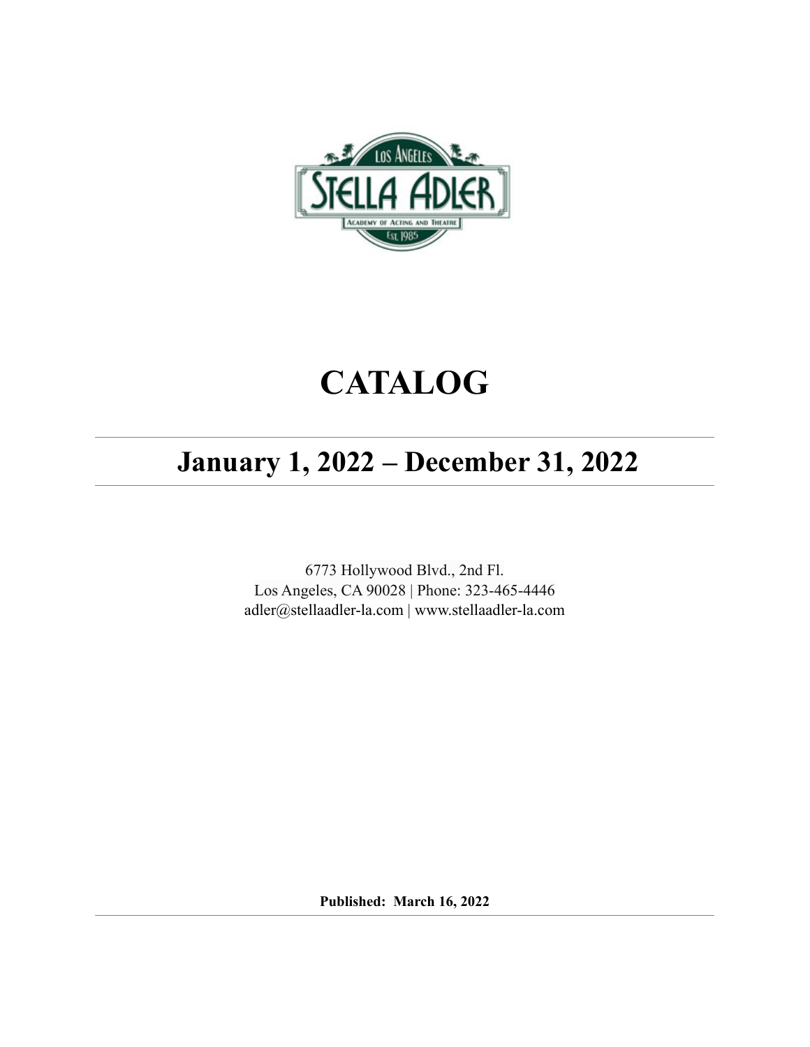# CATALOG

## January 1, 2022 – December 31, 2022

6773 Hollywood Blvd., 2nd Fl.
Los Angeles, CA 90028 | Phone: 323-465-4446
adler@stellaadler-la.com | www.stellaadler-la.com

**Published: March 16, 2022**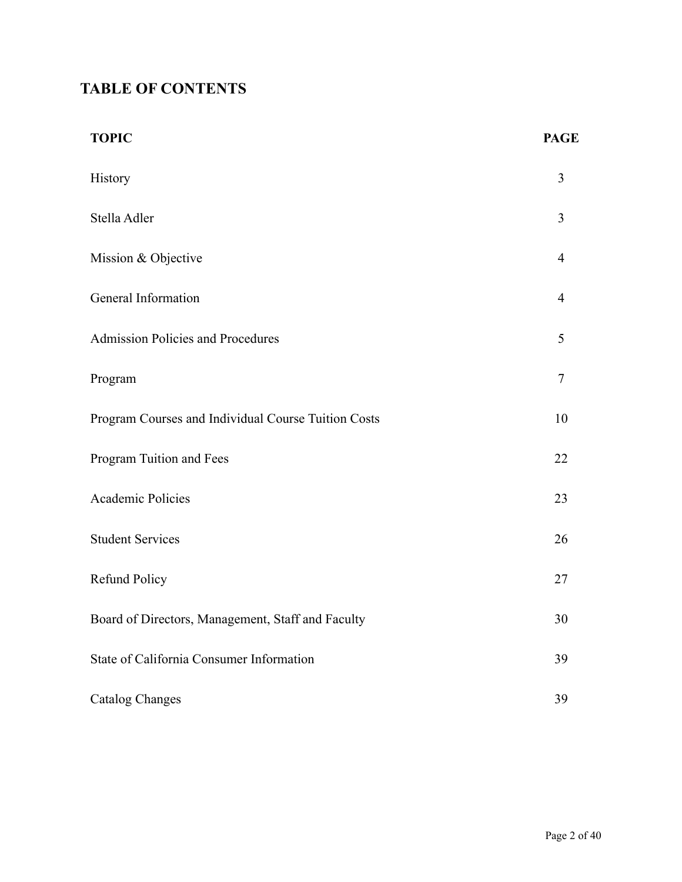# TABLE OF CONTENTS

| TOPIC | PAGE |
|---|---|
| History | 3 |
| Stella Adler | 3 |
| Mission & Objective | 4 |
| General Information | 4 |
| Admission Policies and Procedures | 5 |
| Program | 7 |
| Program Courses and Individual Course Tuition Costs | 10 |
| Program Tuition and Fees | 22 |
| Academic Policies | 23 |
| Student Services | 26 |
| Refund Policy | 27 |
| Board of Directors, Management, Staff and Faculty | 30 |
| State of California Consumer Information | 39 |
| Catalog Changes | 39 |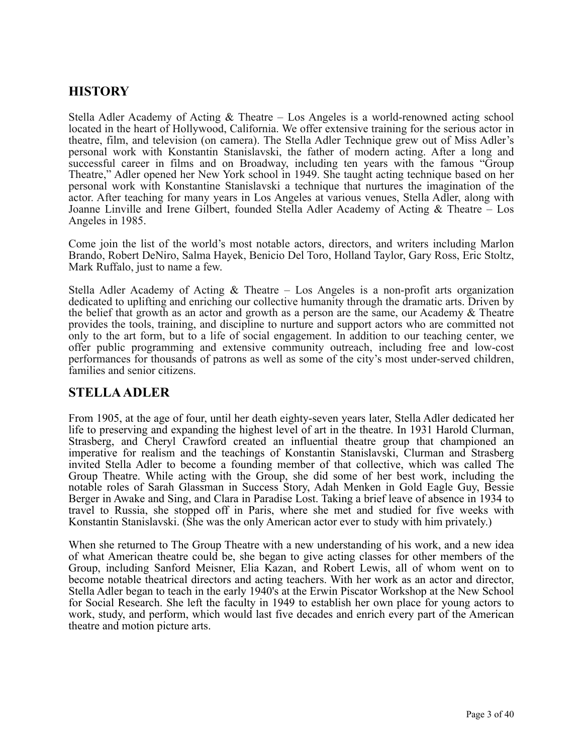## HISTORY

Stella Adler Academy of Acting & Theatre – Los Angeles is a world-renowned acting school located in the heart of Hollywood, California. We offer extensive training for the serious actor in theatre, film, and television (on camera). The Stella Adler Technique grew out of Miss Adler's personal work with Konstantin Stanislavski, the father of modern acting. After a long and successful career in films and on Broadway, including ten years with the famous "Group Theatre," Adler opened her New York school in 1949. She taught acting technique based on her personal work with Konstantine Stanislavski a technique that nurtures the imagination of the actor. After teaching for many years in Los Angeles at various venues, Stella Adler, along with Joanne Linville and Irene Gilbert, founded Stella Adler Academy of Acting & Theatre – Los Angeles in 1985.

Come join the list of the world's most notable actors, directors, and writers including Marlon Brando, Robert DeNiro, Salma Hayek, Benicio Del Toro, Holland Taylor, Gary Ross, Eric Stoltz, Mark Ruffalo, just to name a few.

Stella Adler Academy of Acting & Theatre – Los Angeles is a non-profit arts organization dedicated to uplifting and enriching our collective humanity through the dramatic arts. Driven by the belief that growth as an actor and growth as a person are the same, our Academy & Theatre provides the tools, training, and discipline to nurture and support actors who are committed not only to the art form, but to a life of social engagement. In addition to our teaching center, we offer public programming and extensive community outreach, including free and low-cost performances for thousands of patrons as well as some of the city's most under-served children, families and senior citizens.

## STELLA ADLER

From 1905, at the age of four, until her death eighty-seven years later, Stella Adler dedicated her life to preserving and expanding the highest level of art in the theatre. In 1931 Harold Clurman, Strasberg, and Cheryl Crawford created an influential theatre group that championed an imperative for realism and the teachings of Konstantin Stanislavski, Clurman and Strasberg invited Stella Adler to become a founding member of that collective, which was called The Group Theatre. While acting with the Group, she did some of her best work, including the notable roles of Sarah Glassman in Success Story, Adah Menken in Gold Eagle Guy, Bessie Berger in Awake and Sing, and Clara in Paradise Lost. Taking a brief leave of absence in 1934 to travel to Russia, she stopped off in Paris, where she met and studied for five weeks with Konstantin Stanislavski. (She was the only American actor ever to study with him privately.)

When she returned to The Group Theatre with a new understanding of his work, and a new idea of what American theatre could be, she began to give acting classes for other members of the Group, including Sanford Meisner, Elia Kazan, and Robert Lewis, all of whom went on to become notable theatrical directors and acting teachers. With her work as an actor and director, Stella Adler began to teach in the early 1940's at the Erwin Piscator Workshop at the New School for Social Research. She left the faculty in 1949 to establish her own place for young actors to work, study, and perform, which would last five decades and enrich every part of the American theatre and motion picture arts.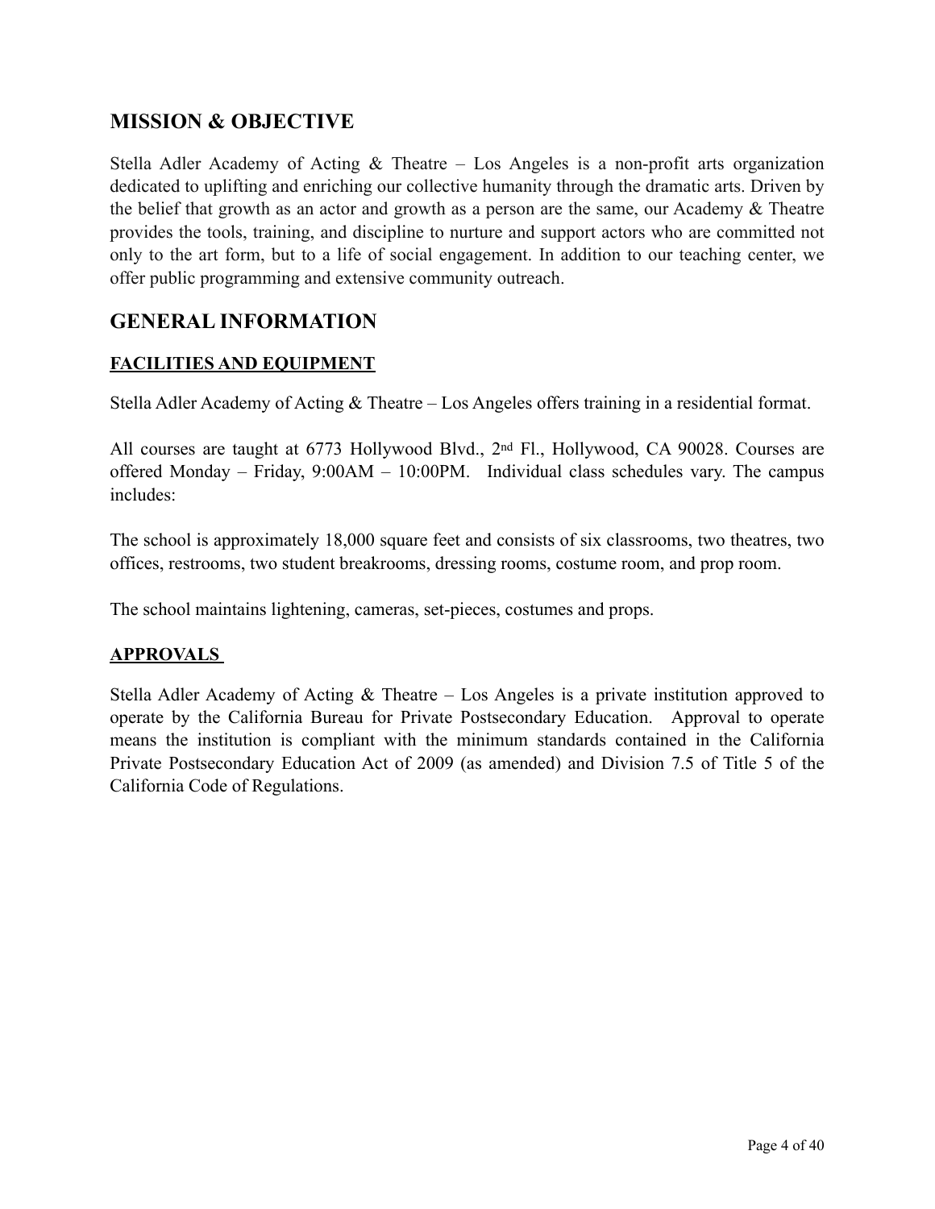## MISSION & OBJECTIVE

Stella Adler Academy of Acting & Theatre – Los Angeles is a non-profit arts organization dedicated to uplifting and enriching our collective humanity through the dramatic arts. Driven by the belief that growth as an actor and growth as a person are the same, our Academy & Theatre provides the tools, training, and discipline to nurture and support actors who are committed not only to the art form, but to a life of social engagement. In addition to our teaching center, we offer public programming and extensive community outreach.

## GENERAL INFORMATION

### FACILITIES AND EQUIPMENT

Stella Adler Academy of Acting & Theatre – Los Angeles offers training in a residential format.

All courses are taught at 6773 Hollywood Blvd., 2nd Fl., Hollywood, CA 90028. Courses are offered Monday – Friday, 9:00AM – 10:00PM. Individual class schedules vary. The campus includes:

The school is approximately 18,000 square feet and consists of six classrooms, two theatres, two offices, restrooms, two student breakrooms, dressing rooms, costume room, and prop room.

The school maintains lightening, cameras, set-pieces, costumes and props.

### APPROVALS

Stella Adler Academy of Acting & Theatre – Los Angeles is a private institution approved to operate by the California Bureau for Private Postsecondary Education. Approval to operate means the institution is compliant with the minimum standards contained in the California Private Postsecondary Education Act of 2009 (as amended) and Division 7.5 of Title 5 of the California Code of Regulations.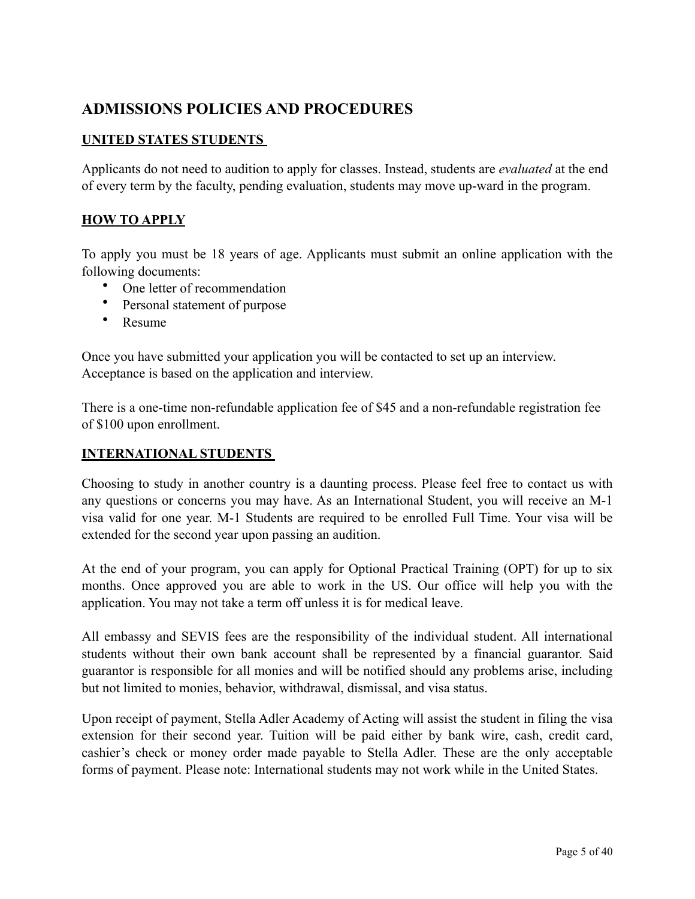## ADMISSIONS POLICIES AND PROCEDURES

### UNITED STATES STUDENTS

Applicants do not need to audition to apply for classes. Instead, students are *evaluated* at the end of every term by the faculty, pending evaluation, students may move up-ward in the program.

### HOW TO APPLY

To apply you must be 18 years of age. Applicants must submit an online application with the following documents:

- One letter of recommendation
- Personal statement of purpose
- Resume

Once you have submitted your application you will be contacted to set up an interview. Acceptance is based on the application and interview.

There is a one-time non-refundable application fee of $45 and a non-refundable registration fee of $100 upon enrollment.

### INTERNATIONAL STUDENTS

Choosing to study in another country is a daunting process. Please feel free to contact us with any questions or concerns you may have. As an International Student, you will receive an M-1 visa valid for one year. M-1 Students are required to be enrolled Full Time. Your visa will be extended for the second year upon passing an audition.

At the end of your program, you can apply for Optional Practical Training (OPT) for up to six months. Once approved you are able to work in the US. Our office will help you with the application. You may not take a term off unless it is for medical leave.

All embassy and SEVIS fees are the responsibility of the individual student. All international students without their own bank account shall be represented by a financial guarantor. Said guarantor is responsible for all monies and will be notified should any problems arise, including but not limited to monies, behavior, withdrawal, dismissal, and visa status.

Upon receipt of payment, Stella Adler Academy of Acting will assist the student in filing the visa extension for their second year. Tuition will be paid either by bank wire, cash, credit card, cashier's check or money order made payable to Stella Adler. These are the only acceptable forms of payment. Please note: International students may not work while in the United States.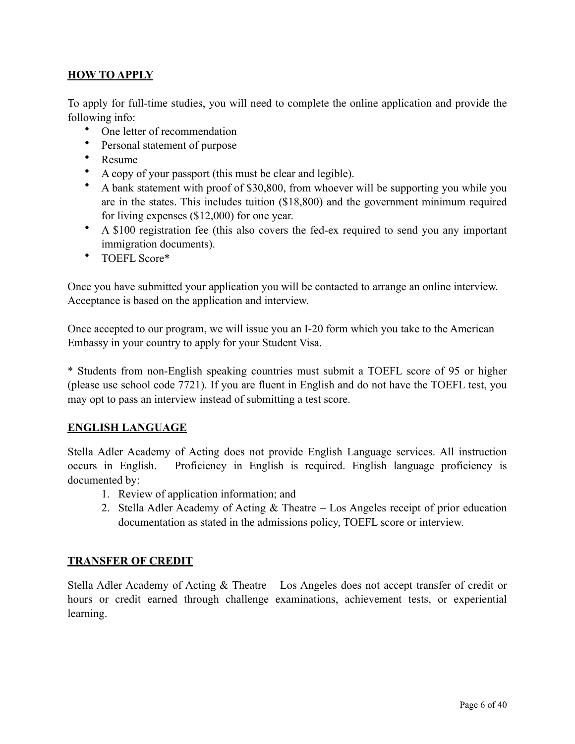## HOW TO APPLY

To apply for full-time studies, you will need to complete the online application and provide the following info:

- One letter of recommendation
- Personal statement of purpose
- Resume
- A copy of your passport (this must be clear and legible).
- A bank statement with proof of $30,800, from whoever will be supporting you while you are in the states. This includes tuition ($18,800) and the government minimum required for living expenses ($12,000) for one year.
- A $100 registration fee (this also covers the fed-ex required to send you any important immigration documents).
- TOEFL Score*

Once you have submitted your application you will be contacted to arrange an online interview. Acceptance is based on the application and interview.

Once accepted to our program, we will issue you an I-20 form which you take to the American Embassy in your country to apply for your Student Visa.

* Students from non-English speaking countries must submit a TOEFL score of 95 or higher (please use school code 7721). If you are fluent in English and do not have the TOEFL test, you may opt to pass an interview instead of submitting a test score.

## ENGLISH LANGUAGE

Stella Adler Academy of Acting does not provide English Language services. All instruction occurs in English. Proficiency in English is required. English language proficiency is documented by:

1. Review of application information; and
2. Stella Adler Academy of Acting & Theatre – Los Angeles receipt of prior education documentation as stated in the admissions policy, TOEFL score or interview.

## TRANSFER OF CREDIT

Stella Adler Academy of Acting & Theatre – Los Angeles does not accept transfer of credit or hours or credit earned through challenge examinations, achievement tests, or experiential learning.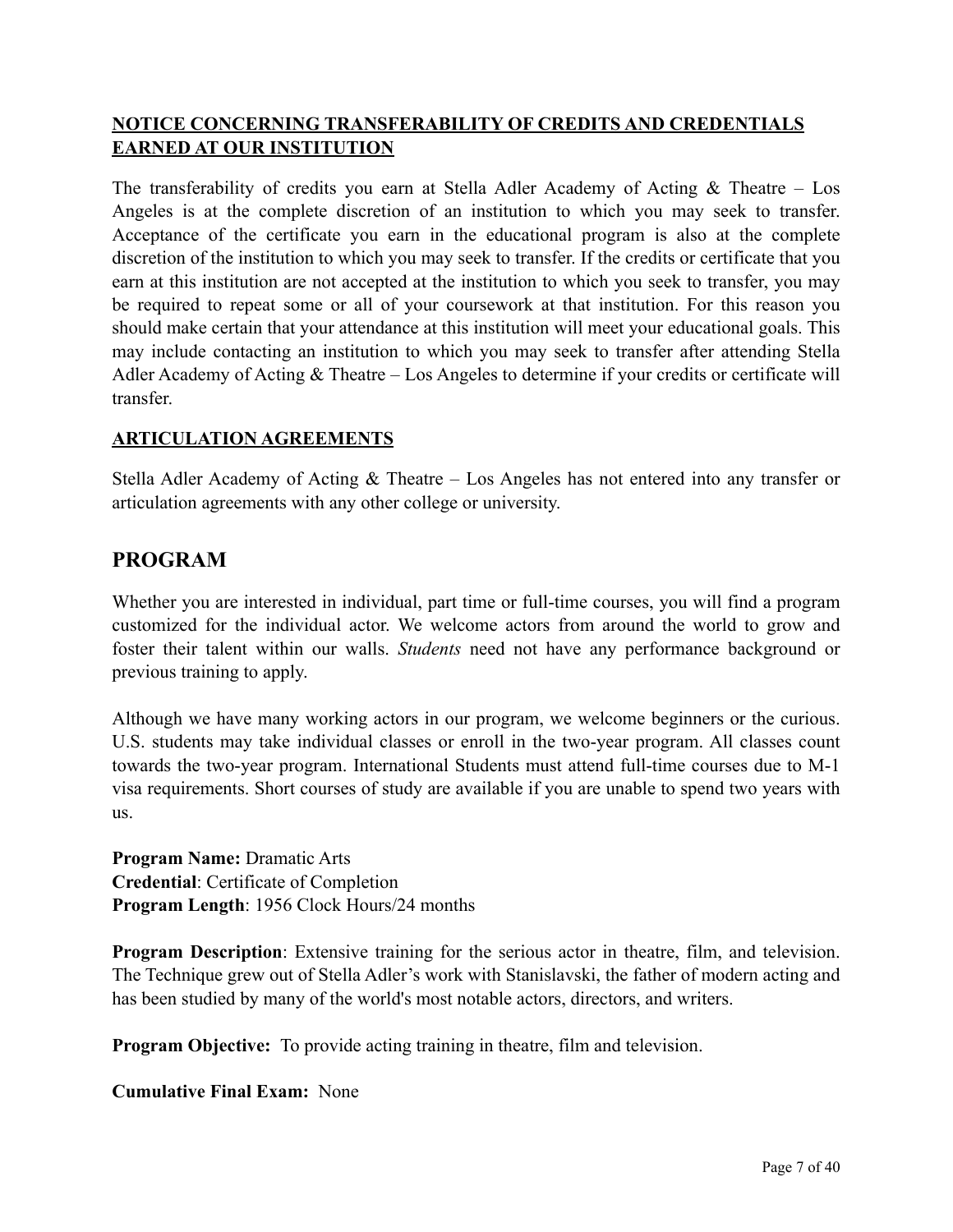## NOTICE CONCERNING TRANSFERABILITY OF CREDITS AND CREDENTIALS EARNED AT OUR INSTITUTION

The transferability of credits you earn at Stella Adler Academy of Acting & Theatre – Los Angeles is at the complete discretion of an institution to which you may seek to transfer. Acceptance of the certificate you earn in the educational program is also at the complete discretion of the institution to which you may seek to transfer. If the credits or certificate that you earn at this institution are not accepted at the institution to which you seek to transfer, you may be required to repeat some or all of your coursework at that institution. For this reason you should make certain that your attendance at this institution will meet your educational goals. This may include contacting an institution to which you may seek to transfer after attending Stella Adler Academy of Acting & Theatre – Los Angeles to determine if your credits or certificate will transfer.

## ARTICULATION AGREEMENTS

Stella Adler Academy of Acting & Theatre – Los Angeles has not entered into any transfer or articulation agreements with any other college or university.

# PROGRAM

Whether you are interested in individual, part time or full-time courses, you will find a program customized for the individual actor. We welcome actors from around the world to grow and foster their talent within our walls. *Students* need not have any performance background or previous training to apply.

Although we have many working actors in our program, we welcome beginners or the curious. U.S. students may take individual classes or enroll in the two-year program. All classes count towards the two-year program. International Students must attend full-time courses due to M-1 visa requirements. Short courses of study are available if you are unable to spend two years with us.

**Program Name:** Dramatic Arts
**Credential**: Certificate of Completion
**Program Length**: 1956 Clock Hours/24 months

**Program Description**: Extensive training for the serious actor in theatre, film, and television. The Technique grew out of Stella Adler's work with Stanislavski, the father of modern acting and has been studied by many of the world's most notable actors, directors, and writers.

**Program Objective:** To provide acting training in theatre, film and television.

**Cumulative Final Exam:** None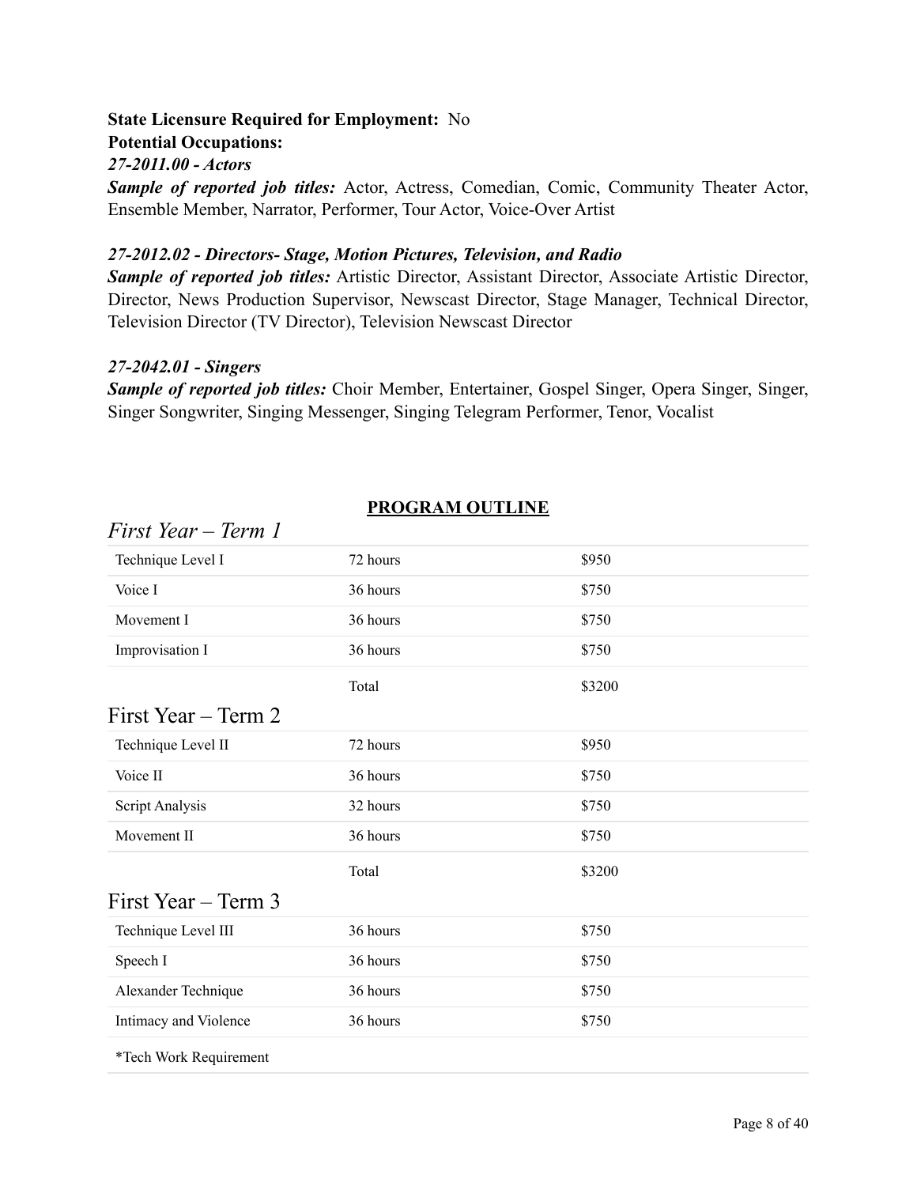**State Licensure Required for Employment:** No

**Potential Occupations:**

***27-2011.00 - Actors***

***Sample of reported job titles:*** Actor, Actress, Comedian, Comic, Community Theater Actor, Ensemble Member, Narrator, Performer, Tour Actor, Voice-Over Artist

***27-2012.02 - Directors- Stage, Motion Pictures, Television, and Radio***

***Sample of reported job titles:*** Artistic Director, Assistant Director, Associate Artistic Director, Director, News Production Supervisor, Newscast Director, Stage Manager, Technical Director, Television Director (TV Director), Television Newscast Director

***27-2042.01 - Singers***

***Sample of reported job titles:*** Choir Member, Entertainer, Gospel Singer, Opera Singer, Singer, Singer Songwriter, Singing Messenger, Singing Telegram Performer, Tenor, Vocalist

## PROGRAM OUTLINE

### *First Year – Term 1*

| | | |
|---|---|---|
| Technique Level I | 72 hours | $950 |
| Voice I | 36 hours | $750 |
| Movement I | 36 hours | $750 |
| Improvisation I | 36 hours | $750 |
| | Total | $3200 |

### First Year – Term 2

| | | |
|---|---|---|
| Technique Level II | 72 hours | $950 |
| Voice II | 36 hours | $750 |
| Script Analysis | 32 hours | $750 |
| Movement II | 36 hours | $750 |
| | Total | $3200 |

### First Year – Term 3

| | | |
|---|---|---|
| Technique Level III | 36 hours | $750 |
| Speech I | 36 hours | $750 |
| Alexander Technique | 36 hours | $750 |
| Intimacy and Violence | 36 hours | $750 |
| *Tech Work Requirement | | |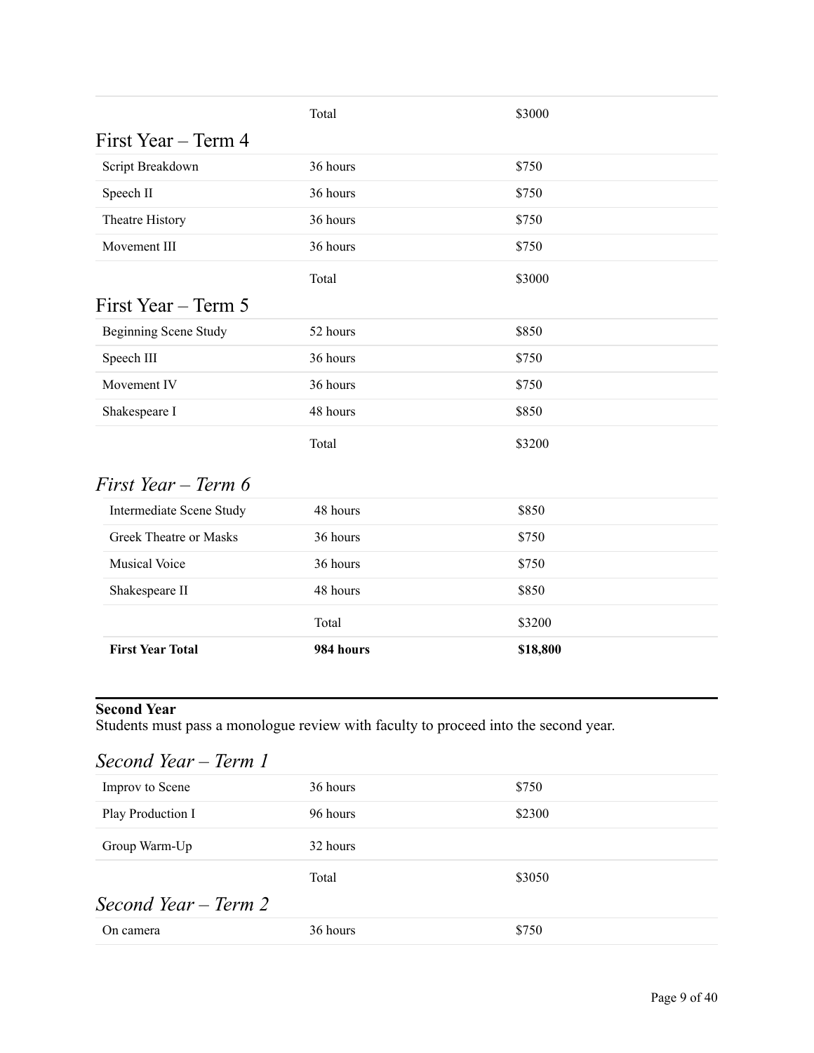| | Total | $3000 |
|---|---|---|

## First Year – Term 4

| | | |
|---|---|---|
| Script Breakdown | 36 hours | $750 |
| Speech II | 36 hours | $750 |
| Theatre History | 36 hours | $750 |
| Movement III | 36 hours | $750 |
| | Total | $3000 |

## First Year – Term 5

| | | |
|---|---|---|
| Beginning Scene Study | 52 hours | $850 |
| Speech III | 36 hours | $750 |
| Movement IV | 36 hours | $750 |
| Shakespeare I | 48 hours | $850 |
| | Total | $3200 |

## *First Year – Term 6*

| | | |
|---|---|---|
| Intermediate Scene Study | 48 hours | $850 |
| Greek Theatre or Masks | 36 hours | $750 |
| Musical Voice | 36 hours | $750 |
| Shakespeare II | 48 hours | $850 |
| | Total | $3200 |
| **First Year Total** | **984 hours** | **$18,800** |

**Second Year**
Students must pass a monologue review with faculty to proceed into the second year.

## *Second Year – Term 1*

| | | |
|---|---|---|
| Improv to Scene | 36 hours | $750 |
| Play Production I | 96 hours | $2300 |
| Group Warm-Up | 32 hours | |
| | Total | $3050 |

## *Second Year – Term 2*

| | | |
|---|---|---|
| On camera | 36 hours | $750 |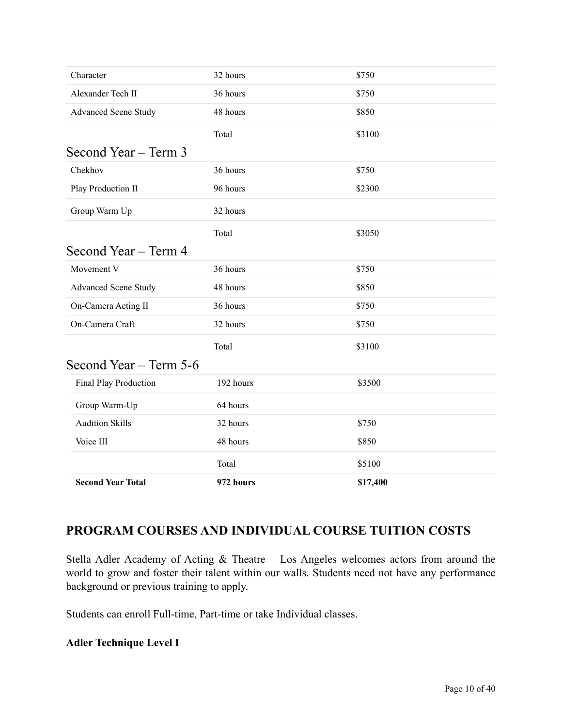| | | |
|---|---|---|
| Character | 32 hours | $750 |
| Alexander Tech II | 36 hours | $750 |
| Advanced Scene Study | 48 hours | $850 |
| | Total | $3100 |

### Second Year – Term 3

| | | |
|---|---|---|
| Chekhov | 36 hours | $750 |
| Play Production II | 96 hours | $2300 |
| Group Warm Up | 32 hours | |
| | Total | $3050 |

### Second Year – Term 4

| | | |
|---|---|---|
| Movement V | 36 hours | $750 |
| Advanced Scene Study | 48 hours | $850 |
| On-Camera Acting II | 36 hours | $750 |
| On-Camera Craft | 32 hours | $750 |
| | Total | $3100 |

### Second Year – Term 5-6

| | | |
|---|---|---|
| Final Play Production | 192 hours | $3500 |
| Group Warm-Up | 64 hours | |
| Audition Skills | 32 hours | $750 |
| Voice III | 48 hours | $850 |
| | Total | $5100 |
| **Second Year Total** | **972 hours** | **$17,400** |

## PROGRAM COURSES AND INDIVIDUAL COURSE TUITION COSTS

Stella Adler Academy of Acting & Theatre – Los Angeles welcomes actors from around the world to grow and foster their talent within our walls. Students need not have any performance background or previous training to apply.

Students can enroll Full-time, Part-time or take Individual classes.

**Adler Technique Level I**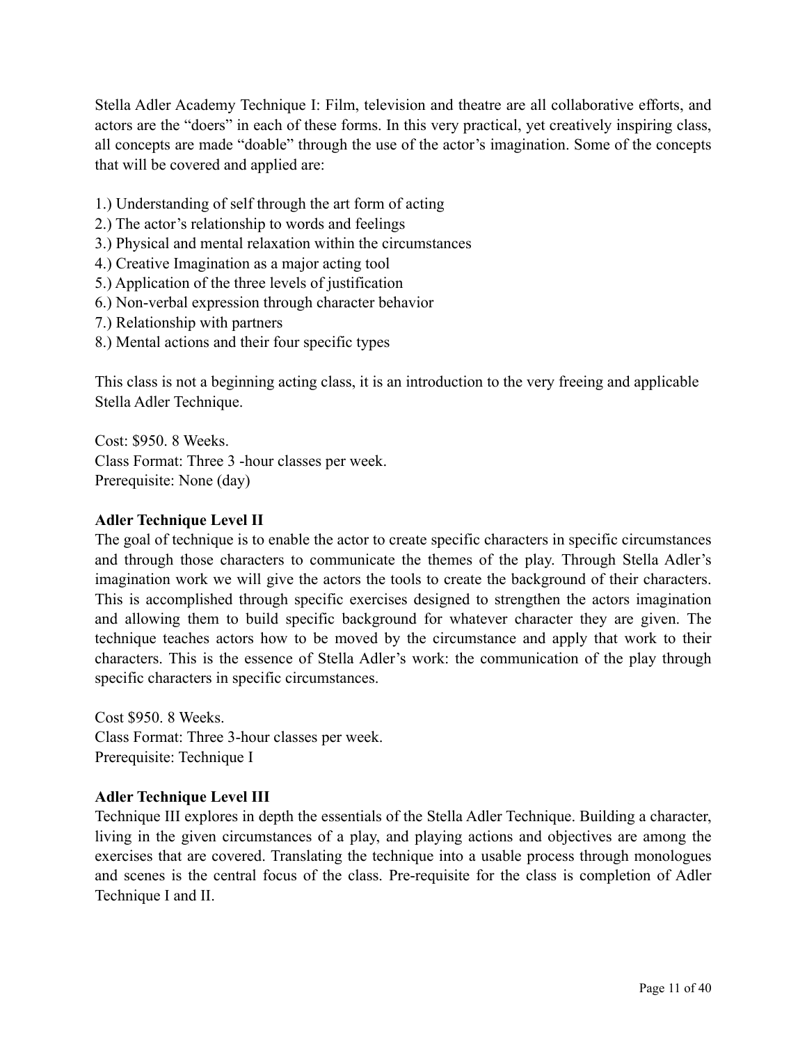Stella Adler Academy Technique I: Film, television and theatre are all collaborative efforts, and actors are the "doers" in each of these forms. In this very practical, yet creatively inspiring class, all concepts are made "doable" through the use of the actor's imagination. Some of the concepts that will be covered and applied are:

1.) Understanding of self through the art form of acting
2.) The actor's relationship to words and feelings
3.) Physical and mental relaxation within the circumstances
4.) Creative Imagination as a major acting tool
5.) Application of the three levels of justification
6.) Non-verbal expression through character behavior
7.) Relationship with partners
8.) Mental actions and their four specific types

This class is not a beginning acting class, it is an introduction to the very freeing and applicable Stella Adler Technique.

Cost: $950. 8 Weeks.
Class Format: Three 3 -hour classes per week.
Prerequisite: None (day)

**Adler Technique Level II**

The goal of technique is to enable the actor to create specific characters in specific circumstances and through those characters to communicate the themes of the play. Through Stella Adler's imagination work we will give the actors the tools to create the background of their characters. This is accomplished through specific exercises designed to strengthen the actors imagination and allowing them to build specific background for whatever character they are given. The technique teaches actors how to be moved by the circumstance and apply that work to their characters. This is the essence of Stella Adler's work: the communication of the play through specific characters in specific circumstances.

Cost $950. 8 Weeks.
Class Format: Three 3-hour classes per week.
Prerequisite: Technique I

**Adler Technique Level III**

Technique III explores in depth the essentials of the Stella Adler Technique. Building a character, living in the given circumstances of a play, and playing actions and objectives are among the exercises that are covered. Translating the technique into a usable process through monologues and scenes is the central focus of the class. Pre-requisite for the class is completion of Adler Technique I and II.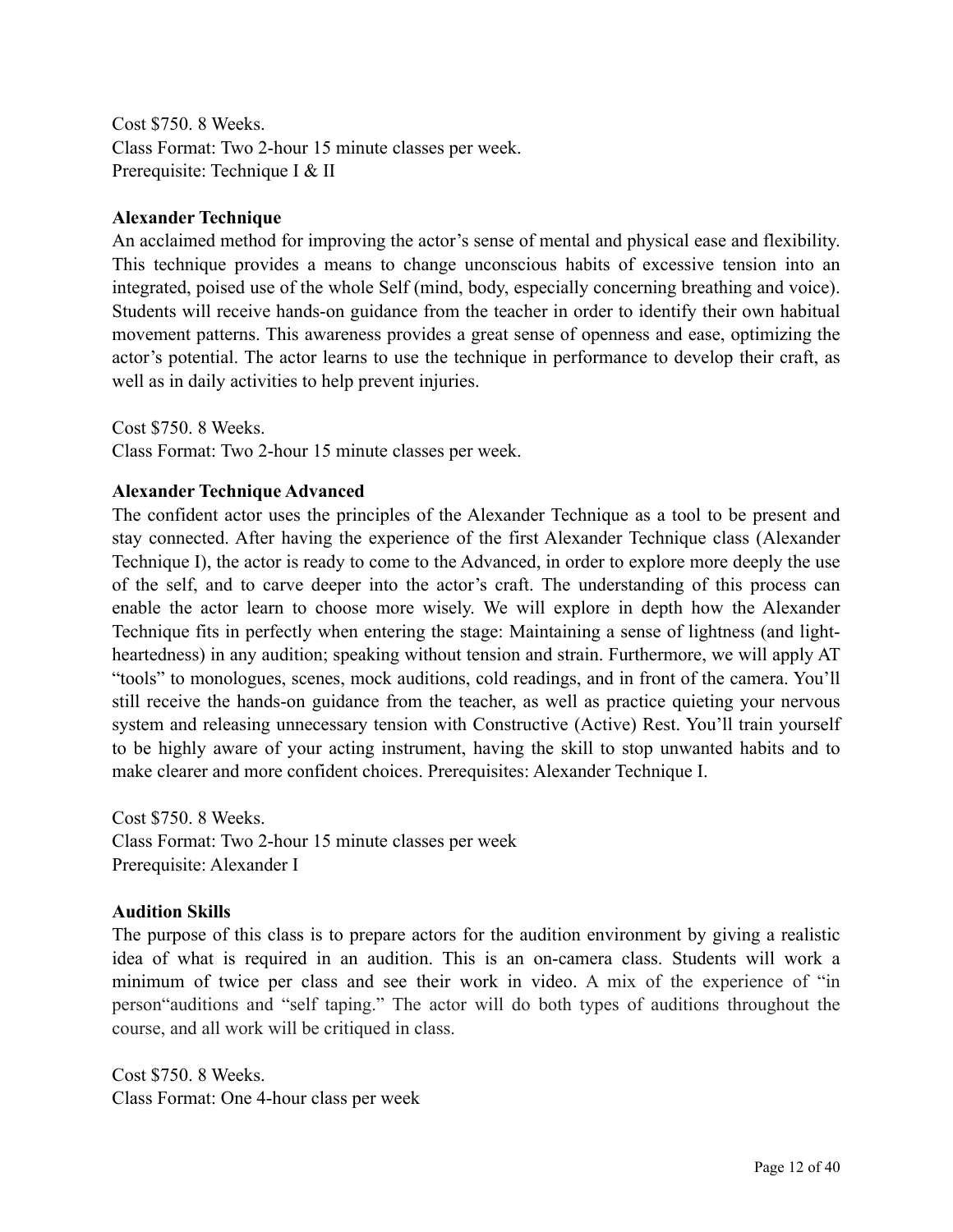Cost $750. 8 Weeks.
Class Format: Two 2-hour 15 minute classes per week.
Prerequisite: Technique I & II

**Alexander Technique**

An acclaimed method for improving the actor's sense of mental and physical ease and flexibility. This technique provides a means to change unconscious habits of excessive tension into an integrated, poised use of the whole Self (mind, body, especially concerning breathing and voice). Students will receive hands-on guidance from the teacher in order to identify their own habitual movement patterns. This awareness provides a great sense of openness and ease, optimizing the actor's potential. The actor learns to use the technique in performance to develop their craft, as well as in daily activities to help prevent injuries.

Cost $750. 8 Weeks.
Class Format: Two 2-hour 15 minute classes per week.

**Alexander Technique Advanced**

The confident actor uses the principles of the Alexander Technique as a tool to be present and stay connected. After having the experience of the first Alexander Technique class (Alexander Technique I), the actor is ready to come to the Advanced, in order to explore more deeply the use of the self, and to carve deeper into the actor's craft. The understanding of this process can enable the actor learn to choose more wisely. We will explore in depth how the Alexander Technique fits in perfectly when entering the stage: Maintaining a sense of lightness (and light-heartedness) in any audition; speaking without tension and strain. Furthermore, we will apply AT "tools" to monologues, scenes, mock auditions, cold readings, and in front of the camera. You'll still receive the hands-on guidance from the teacher, as well as practice quieting your nervous system and releasing unnecessary tension with Constructive (Active) Rest. You'll train yourself to be highly aware of your acting instrument, having the skill to stop unwanted habits and to make clearer and more confident choices. Prerequisites: Alexander Technique I.

Cost $750. 8 Weeks.
Class Format: Two 2-hour 15 minute classes per week
Prerequisite: Alexander I

**Audition Skills**

The purpose of this class is to prepare actors for the audition environment by giving a realistic idea of what is required in an audition. This is an on-camera class. Students will work a minimum of twice per class and see their work in video. A mix of the experience of "in person"auditions and "self taping." The actor will do both types of auditions throughout the course, and all work will be critiqued in class.

Cost $750. 8 Weeks.
Class Format: One 4-hour class per week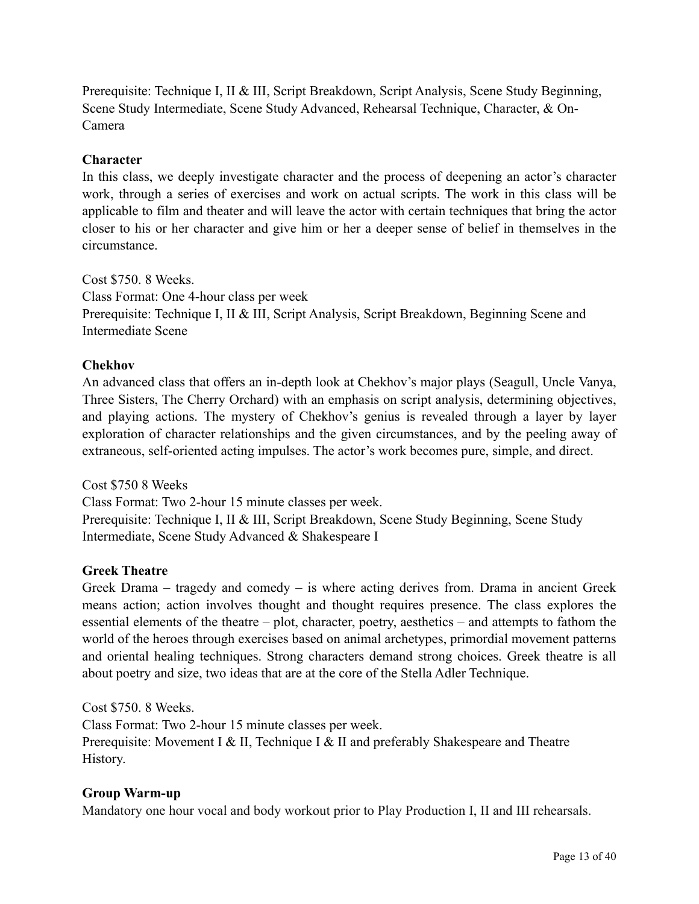Prerequisite: Technique I, II & III, Script Breakdown, Script Analysis, Scene Study Beginning, Scene Study Intermediate, Scene Study Advanced, Rehearsal Technique, Character, & On-Camera

**Character**

In this class, we deeply investigate character and the process of deepening an actor's character work, through a series of exercises and work on actual scripts. The work in this class will be applicable to film and theater and will leave the actor with certain techniques that bring the actor closer to his or her character and give him or her a deeper sense of belief in themselves in the circumstance.

Cost $750. 8 Weeks.
Class Format: One 4-hour class per week
Prerequisite: Technique I, II & III, Script Analysis, Script Breakdown, Beginning Scene and Intermediate Scene

**Chekhov**

An advanced class that offers an in-depth look at Chekhov's major plays (Seagull, Uncle Vanya, Three Sisters, The Cherry Orchard) with an emphasis on script analysis, determining objectives, and playing actions. The mystery of Chekhov's genius is revealed through a layer by layer exploration of character relationships and the given circumstances, and by the peeling away of extraneous, self-oriented acting impulses. The actor's work becomes pure, simple, and direct.

Cost $750 8 Weeks
Class Format: Two 2-hour 15 minute classes per week.
Prerequisite: Technique I, II & III, Script Breakdown, Scene Study Beginning, Scene Study Intermediate, Scene Study Advanced & Shakespeare I

**Greek Theatre**

Greek Drama – tragedy and comedy – is where acting derives from. Drama in ancient Greek means action; action involves thought and thought requires presence. The class explores the essential elements of the theatre – plot, character, poetry, aesthetics – and attempts to fathom the world of the heroes through exercises based on animal archetypes, primordial movement patterns and oriental healing techniques. Strong characters demand strong choices. Greek theatre is all about poetry and size, two ideas that are at the core of the Stella Adler Technique.

Cost $750. 8 Weeks.
Class Format: Two 2-hour 15 minute classes per week.
Prerequisite: Movement I & II, Technique I & II and preferably Shakespeare and Theatre History.

**Group Warm-up**

Mandatory one hour vocal and body workout prior to Play Production I, II and III rehearsals.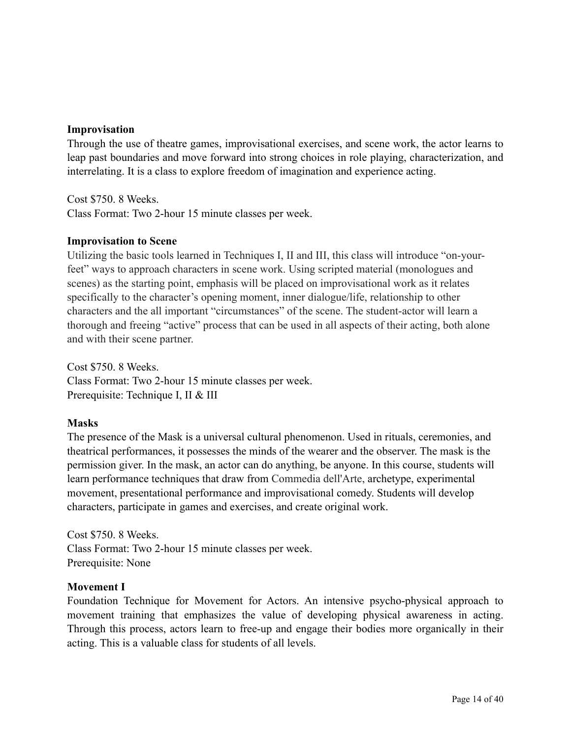**Improvisation**

Through the use of theatre games, improvisational exercises, and scene work, the actor learns to leap past boundaries and move forward into strong choices in role playing, characterization, and interrelating. It is a class to explore freedom of imagination and experience acting.

Cost $750. 8 Weeks.
Class Format: Two 2-hour 15 minute classes per week.

**Improvisation to Scene**

Utilizing the basic tools learned in Techniques I, II and III, this class will introduce "on-your-feet" ways to approach characters in scene work. Using scripted material (monologues and scenes) as the starting point, emphasis will be placed on improvisational work as it relates specifically to the character's opening moment, inner dialogue/life, relationship to other characters and the all important "circumstances" of the scene. The student-actor will learn a thorough and freeing "active" process that can be used in all aspects of their acting, both alone and with their scene partner.

Cost $750. 8 Weeks.
Class Format: Two 2-hour 15 minute classes per week.
Prerequisite: Technique I, II & III

**Masks**

The presence of the Mask is a universal cultural phenomenon. Used in rituals, ceremonies, and theatrical performances, it possesses the minds of the wearer and the observer. The mask is the permission giver. In the mask, an actor can do anything, be anyone. In this course, students will learn performance techniques that draw from Commedia dell'Arte, archetype, experimental movement, presentational performance and improvisational comedy. Students will develop characters, participate in games and exercises, and create original work.

Cost $750. 8 Weeks.
Class Format: Two 2-hour 15 minute classes per week.
Prerequisite: None

**Movement I**

Foundation Technique for Movement for Actors. An intensive psycho-physical approach to movement training that emphasizes the value of developing physical awareness in acting. Through this process, actors learn to free-up and engage their bodies more organically in their acting. This is a valuable class for students of all levels.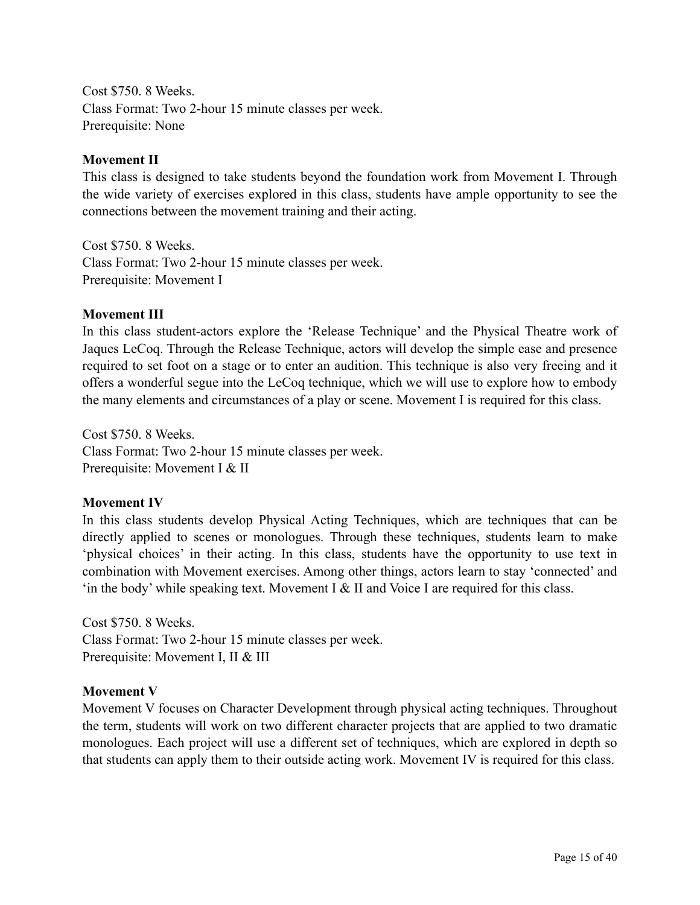Cost $750. 8 Weeks.
Class Format: Two 2-hour 15 minute classes per week.
Prerequisite: None

**Movement II**

This class is designed to take students beyond the foundation work from Movement I. Through the wide variety of exercises explored in this class, students have ample opportunity to see the connections between the movement training and their acting.

Cost $750. 8 Weeks.
Class Format: Two 2-hour 15 minute classes per week.
Prerequisite: Movement I

**Movement III**

In this class student-actors explore the 'Release Technique' and the Physical Theatre work of Jaques LeCoq. Through the Release Technique, actors will develop the simple ease and presence required to set foot on a stage or to enter an audition. This technique is also very freeing and it offers a wonderful segue into the LeCoq technique, which we will use to explore how to embody the many elements and circumstances of a play or scene. Movement I is required for this class.

Cost $750. 8 Weeks.
Class Format: Two 2-hour 15 minute classes per week.
Prerequisite: Movement I & II

**Movement IV**

In this class students develop Physical Acting Techniques, which are techniques that can be directly applied to scenes or monologues. Through these techniques, students learn to make 'physical choices' in their acting. In this class, students have the opportunity to use text in combination with Movement exercises. Among other things, actors learn to stay 'connected' and 'in the body' while speaking text. Movement I & II and Voice I are required for this class.

Cost $750. 8 Weeks.
Class Format: Two 2-hour 15 minute classes per week.
Prerequisite: Movement I, II & III

**Movement V**

Movement V focuses on Character Development through physical acting techniques. Throughout the term, students will work on two different character projects that are applied to two dramatic monologues. Each project will use a different set of techniques, which are explored in depth so that students can apply them to their outside acting work. Movement IV is required for this class.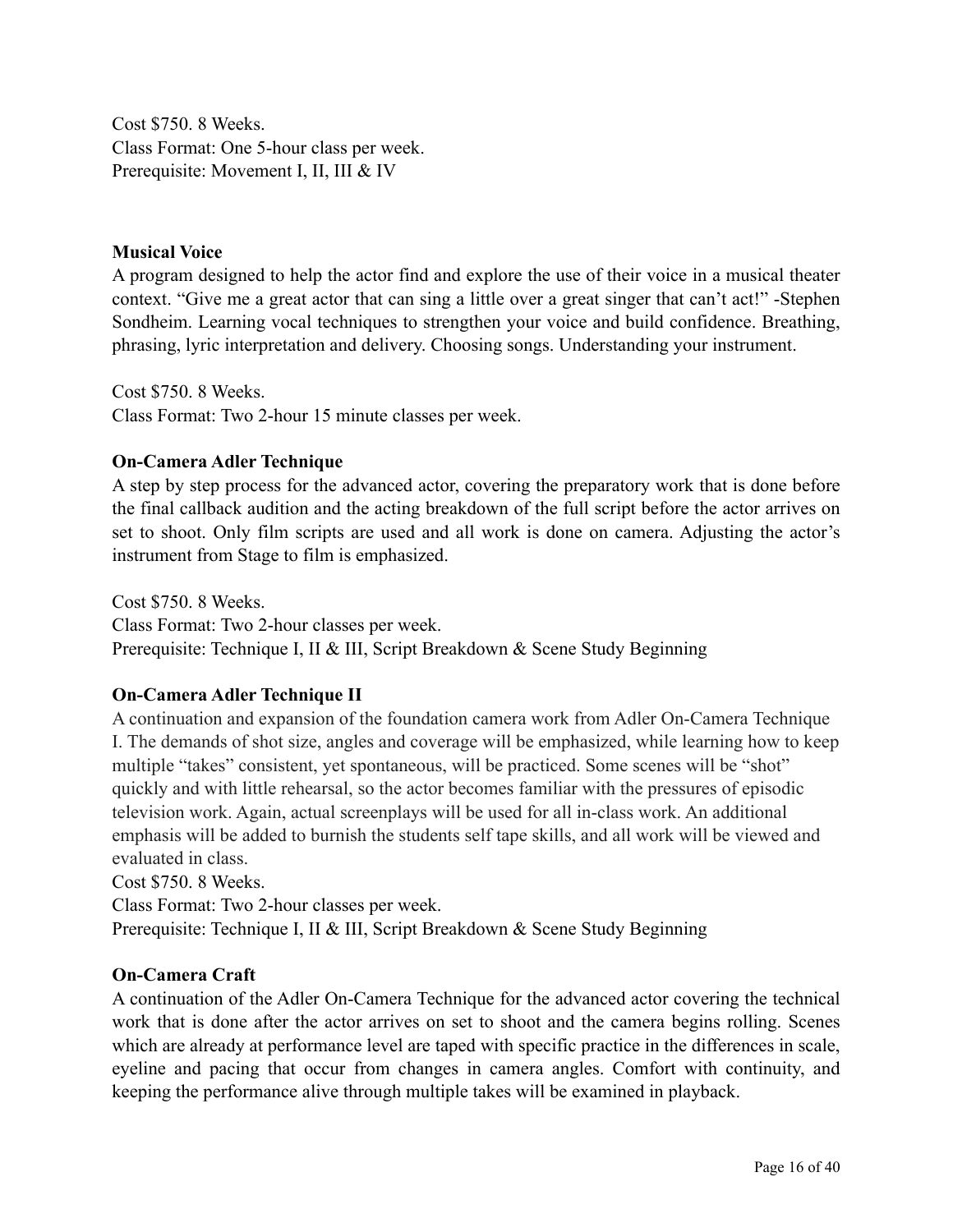Cost $750. 8 Weeks.
Class Format: One 5-hour class per week.
Prerequisite: Movement I, II, III & IV

**Musical Voice**

A program designed to help the actor find and explore the use of their voice in a musical theater context. "Give me a great actor that can sing a little over a great singer that can't act!" -Stephen Sondheim. Learning vocal techniques to strengthen your voice and build confidence. Breathing, phrasing, lyric interpretation and delivery. Choosing songs. Understanding your instrument.

Cost $750. 8 Weeks.
Class Format: Two 2-hour 15 minute classes per week.

**On-Camera Adler Technique**

A step by step process for the advanced actor, covering the preparatory work that is done before the final callback audition and the acting breakdown of the full script before the actor arrives on set to shoot. Only film scripts are used and all work is done on camera. Adjusting the actor's instrument from Stage to film is emphasized.

Cost $750. 8 Weeks.
Class Format: Two 2-hour classes per week.
Prerequisite: Technique I, II & III, Script Breakdown & Scene Study Beginning

**On-Camera Adler Technique II**

A continuation and expansion of the foundation camera work from Adler On-Camera Technique I. The demands of shot size, angles and coverage will be emphasized, while learning how to keep multiple "takes" consistent, yet spontaneous, will be practiced. Some scenes will be "shot" quickly and with little rehearsal, so the actor becomes familiar with the pressures of episodic television work. Again, actual screenplays will be used for all in-class work. An additional emphasis will be added to burnish the students self tape skills, and all work will be viewed and evaluated in class.
Cost $750. 8 Weeks.
Class Format: Two 2-hour classes per week.
Prerequisite: Technique I, II & III, Script Breakdown & Scene Study Beginning

**On-Camera Craft**

A continuation of the Adler On-Camera Technique for the advanced actor covering the technical work that is done after the actor arrives on set to shoot and the camera begins rolling. Scenes which are already at performance level are taped with specific practice in the differences in scale, eyeline and pacing that occur from changes in camera angles. Comfort with continuity, and keeping the performance alive through multiple takes will be examined in playback.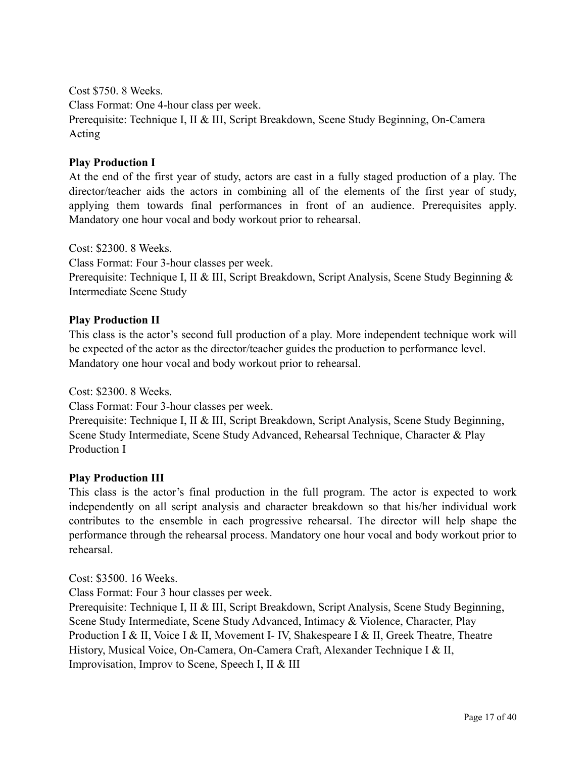Cost $750. 8 Weeks.
Class Format: One 4-hour class per week.
Prerequisite: Technique I, II & III, Script Breakdown, Scene Study Beginning, On-Camera Acting

**Play Production I**

At the end of the first year of study, actors are cast in a fully staged production of a play. The director/teacher aids the actors in combining all of the elements of the first year of study, applying them towards final performances in front of an audience. Prerequisites apply. Mandatory one hour vocal and body workout prior to rehearsal.

Cost: $2300. 8 Weeks.
Class Format: Four 3-hour classes per week.
Prerequisite: Technique I, II & III, Script Breakdown, Script Analysis, Scene Study Beginning & Intermediate Scene Study

**Play Production II**

This class is the actor's second full production of a play. More independent technique work will be expected of the actor as the director/teacher guides the production to performance level. Mandatory one hour vocal and body workout prior to rehearsal.

Cost: $2300. 8 Weeks.
Class Format: Four 3-hour classes per week.
Prerequisite: Technique I, II & III, Script Breakdown, Script Analysis, Scene Study Beginning, Scene Study Intermediate, Scene Study Advanced, Rehearsal Technique, Character & Play Production I

**Play Production III**

This class is the actor's final production in the full program. The actor is expected to work independently on all script analysis and character breakdown so that his/her individual work contributes to the ensemble in each progressive rehearsal. The director will help shape the performance through the rehearsal process. Mandatory one hour vocal and body workout prior to rehearsal.

Cost: $3500. 16 Weeks.
Class Format: Four 3 hour classes per week.
Prerequisite: Technique I, II & III, Script Breakdown, Script Analysis, Scene Study Beginning, Scene Study Intermediate, Scene Study Advanced, Intimacy & Violence, Character, Play Production I & II, Voice I & II, Movement I- IV, Shakespeare I & II, Greek Theatre, Theatre History, Musical Voice, On-Camera, On-Camera Craft, Alexander Technique I & II, Improvisation, Improv to Scene, Speech I, II & III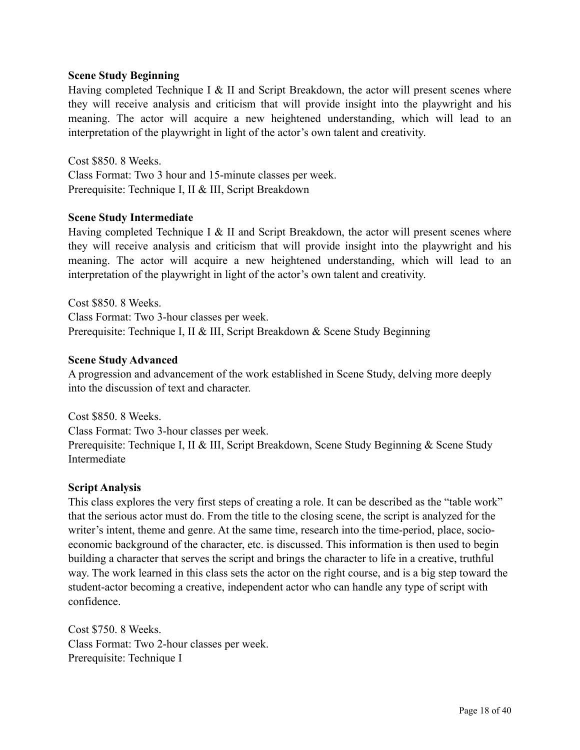**Scene Study Beginning**

Having completed Technique I & II and Script Breakdown, the actor will present scenes where they will receive analysis and criticism that will provide insight into the playwright and his meaning. The actor will acquire a new heightened understanding, which will lead to an interpretation of the playwright in light of the actor's own talent and creativity.

Cost $850. 8 Weeks.
Class Format: Two 3 hour and 15-minute classes per week.
Prerequisite: Technique I, II & III, Script Breakdown

**Scene Study Intermediate**

Having completed Technique I & II and Script Breakdown, the actor will present scenes where they will receive analysis and criticism that will provide insight into the playwright and his meaning. The actor will acquire a new heightened understanding, which will lead to an interpretation of the playwright in light of the actor's own talent and creativity.

Cost $850. 8 Weeks.
Class Format: Two 3-hour classes per week.
Prerequisite: Technique I, II & III, Script Breakdown & Scene Study Beginning

**Scene Study Advanced**

A progression and advancement of the work established in Scene Study, delving more deeply into the discussion of text and character.

Cost $850. 8 Weeks.
Class Format: Two 3-hour classes per week.
Prerequisite: Technique I, II & III, Script Breakdown, Scene Study Beginning & Scene Study Intermediate

**Script Analysis**

This class explores the very first steps of creating a role. It can be described as the "table work" that the serious actor must do. From the title to the closing scene, the script is analyzed for the writer's intent, theme and genre. At the same time, research into the time-period, place, socio-economic background of the character, etc. is discussed. This information is then used to begin building a character that serves the script and brings the character to life in a creative, truthful way. The work learned in this class sets the actor on the right course, and is a big step toward the student-actor becoming a creative, independent actor who can handle any type of script with confidence.

Cost $750. 8 Weeks.
Class Format: Two 2-hour classes per week.
Prerequisite: Technique I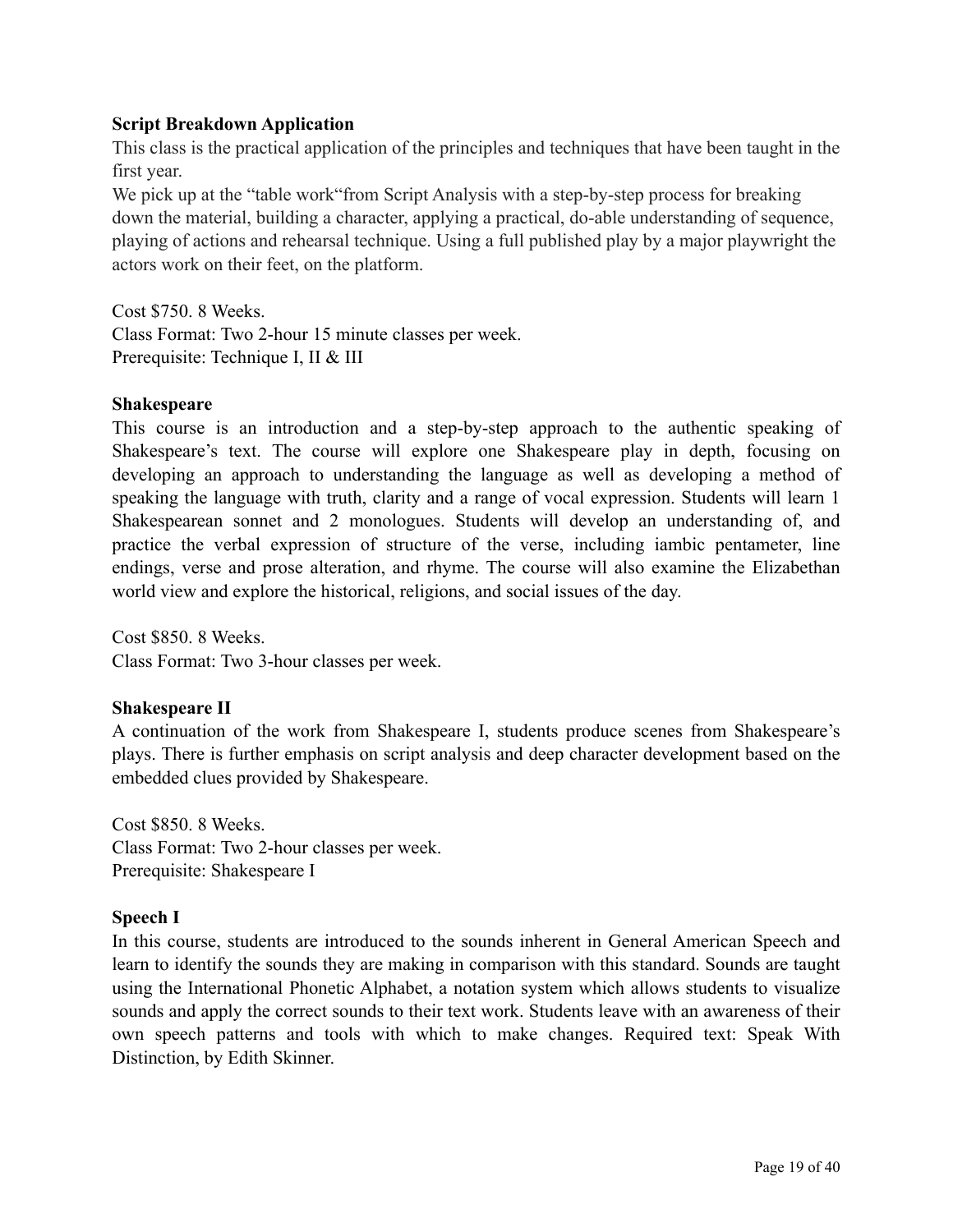**Script Breakdown Application**

This class is the practical application of the principles and techniques that have been taught in the first year.

We pick up at the "table work"from Script Analysis with a step-by-step process for breaking down the material, building a character, applying a practical, do-able understanding of sequence, playing of actions and rehearsal technique. Using a full published play by a major playwright the actors work on their feet, on the platform.

Cost $750. 8 Weeks.
Class Format: Two 2-hour 15 minute classes per week.
Prerequisite: Technique I, II & III

**Shakespeare**

This course is an introduction and a step-by-step approach to the authentic speaking of Shakespeare's text. The course will explore one Shakespeare play in depth, focusing on developing an approach to understanding the language as well as developing a method of speaking the language with truth, clarity and a range of vocal expression. Students will learn 1 Shakespearean sonnet and 2 monologues. Students will develop an understanding of, and practice the verbal expression of structure of the verse, including iambic pentameter, line endings, verse and prose alteration, and rhyme. The course will also examine the Elizabethan world view and explore the historical, religions, and social issues of the day.

Cost $850. 8 Weeks.
Class Format: Two 3-hour classes per week.

**Shakespeare II**

A continuation of the work from Shakespeare I, students produce scenes from Shakespeare's plays. There is further emphasis on script analysis and deep character development based on the embedded clues provided by Shakespeare.

Cost $850. 8 Weeks.
Class Format: Two 2-hour classes per week.
Prerequisite: Shakespeare I

**Speech I**

In this course, students are introduced to the sounds inherent in General American Speech and learn to identify the sounds they are making in comparison with this standard. Sounds are taught using the International Phonetic Alphabet, a notation system which allows students to visualize sounds and apply the correct sounds to their text work. Students leave with an awareness of their own speech patterns and tools with which to make changes. Required text: Speak With Distinction, by Edith Skinner.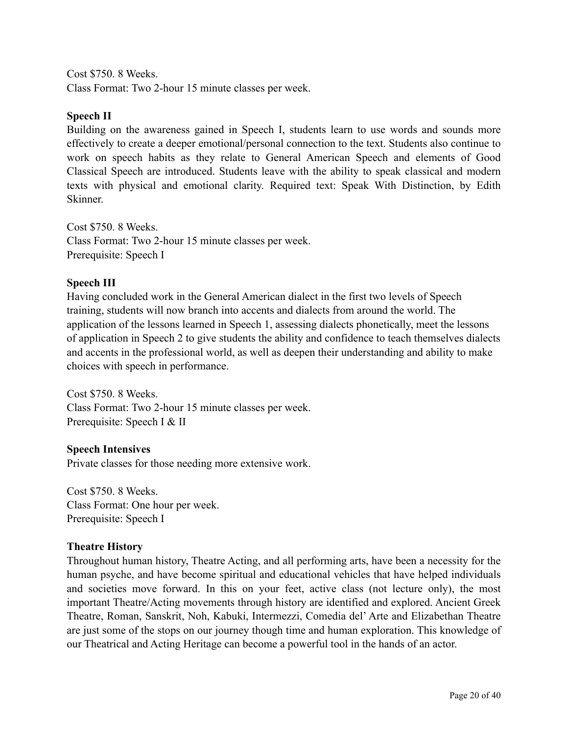Cost $750. 8 Weeks.
Class Format: Two 2-hour 15 minute classes per week.

**Speech II**

Building on the awareness gained in Speech I, students learn to use words and sounds more effectively to create a deeper emotional/personal connection to the text. Students also continue to work on speech habits as they relate to General American Speech and elements of Good Classical Speech are introduced. Students leave with the ability to speak classical and modern texts with physical and emotional clarity. Required text: Speak With Distinction, by Edith Skinner.

Cost $750. 8 Weeks.
Class Format: Two 2-hour 15 minute classes per week.
Prerequisite: Speech I

**Speech III**

Having concluded work in the General American dialect in the first two levels of Speech training, students will now branch into accents and dialects from around the world. The application of the lessons learned in Speech 1, assessing dialects phonetically, meet the lessons of application in Speech 2 to give students the ability and confidence to teach themselves dialects and accents in the professional world, as well as deepen their understanding and ability to make choices with speech in performance.

Cost $750. 8 Weeks.
Class Format: Two 2-hour 15 minute classes per week.
Prerequisite: Speech I & II

**Speech Intensives**

Private classes for those needing more extensive work.

Cost $750. 8 Weeks.
Class Format: One hour per week.
Prerequisite: Speech I

**Theatre History**

Throughout human history, Theatre Acting, and all performing arts, have been a necessity for the human psyche, and have become spiritual and educational vehicles that have helped individuals and societies move forward. In this on your feet, active class (not lecture only), the most important Theatre/Acting movements through history are identified and explored. Ancient Greek Theatre, Roman, Sanskrit, Noh, Kabuki, Intermezzi, Comedia del' Arte and Elizabethan Theatre are just some of the stops on our journey though time and human exploration. This knowledge of our Theatrical and Acting Heritage can become a powerful tool in the hands of an actor.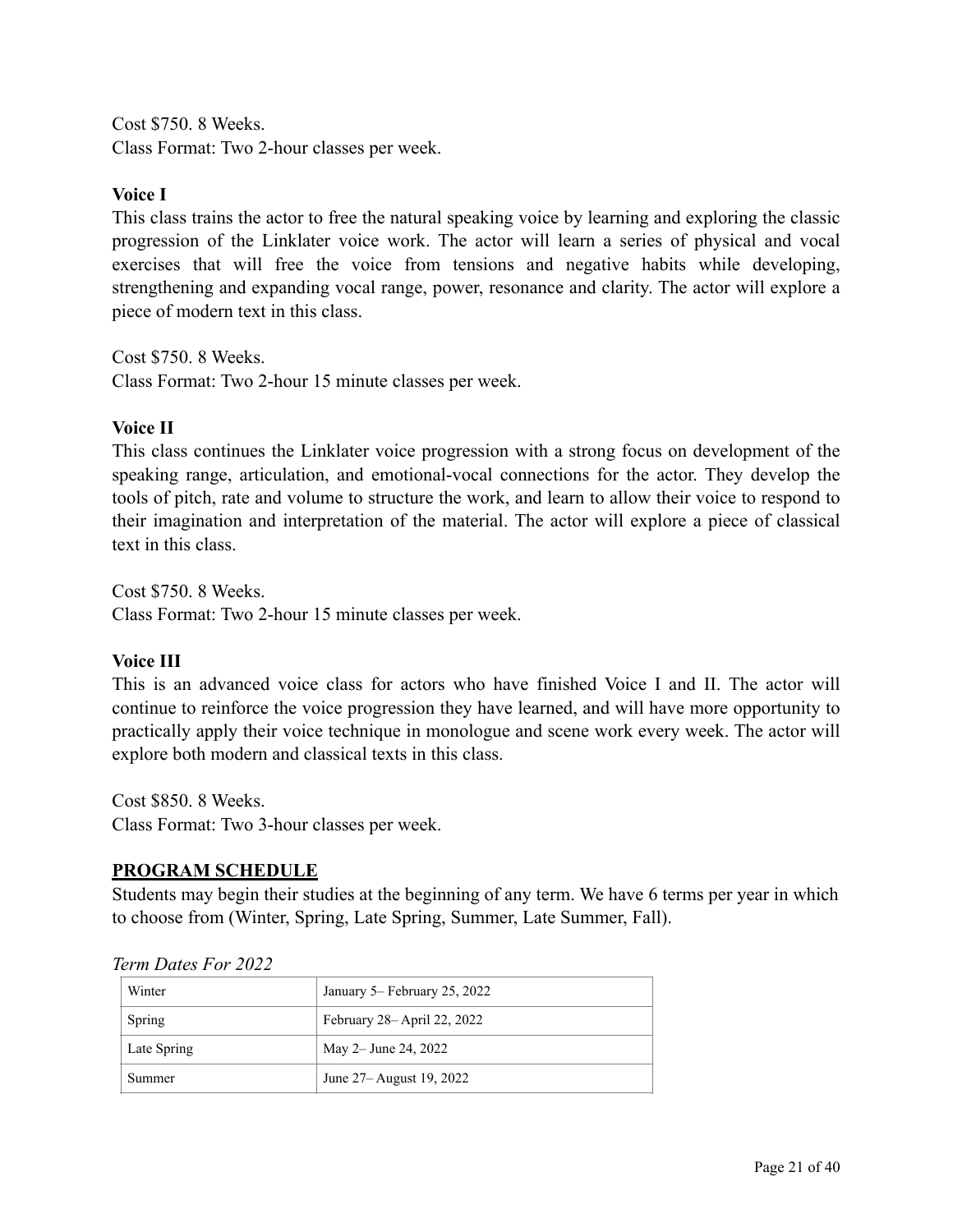Cost $750. 8 Weeks.
Class Format: Two 2-hour classes per week.

**Voice I**

This class trains the actor to free the natural speaking voice by learning and exploring the classic progression of the Linklater voice work. The actor will learn a series of physical and vocal exercises that will free the voice from tensions and negative habits while developing, strengthening and expanding vocal range, power, resonance and clarity. The actor will explore a piece of modern text in this class.

Cost $750. 8 Weeks.
Class Format: Two 2-hour 15 minute classes per week.

**Voice II**

This class continues the Linklater voice progression with a strong focus on development of the speaking range, articulation, and emotional-vocal connections for the actor. They develop the tools of pitch, rate and volume to structure the work, and learn to allow their voice to respond to their imagination and interpretation of the material. The actor will explore a piece of classical text in this class.

Cost $750. 8 Weeks.
Class Format: Two 2-hour 15 minute classes per week.

**Voice III**

This is an advanced voice class for actors who have finished Voice I and II. The actor will continue to reinforce the voice progression they have learned, and will have more opportunity to practically apply their voice technique in monologue and scene work every week. The actor will explore both modern and classical texts in this class.

Cost $850. 8 Weeks.
Class Format: Two 3-hour classes per week.

## PROGRAM SCHEDULE

Students may begin their studies at the beginning of any term. We have 6 terms per year in which to choose from (Winter, Spring, Late Spring, Summer, Late Summer, Fall).

*Term Dates For 2022*

| Term | Dates |
|---|---|
| Winter | January 5– February 25, 2022 |
| Spring | February 28– April 22, 2022 |
| Late Spring | May 2– June 24, 2022 |
| Summer | June 27– August 19, 2022 |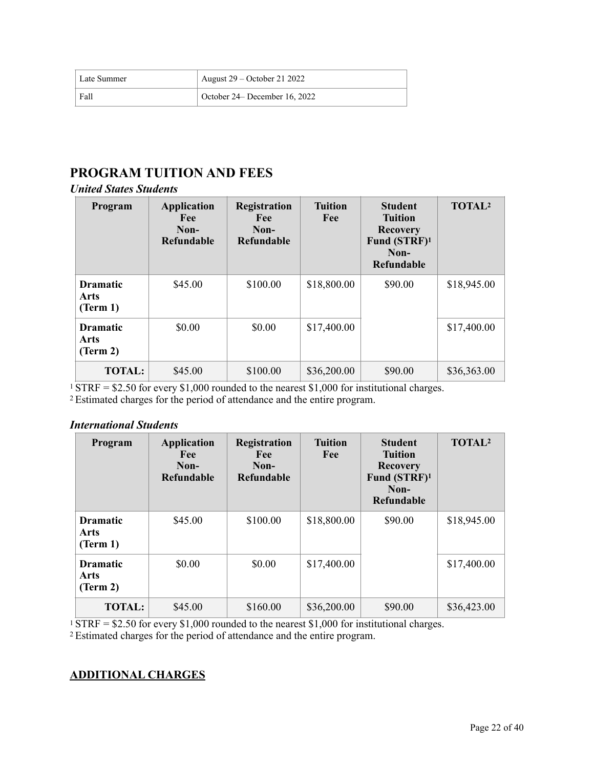| Late Summer | August 29 – October 21 2022 |
|---|---|
| Fall | October 24– December 16, 2022 |

## PROGRAM TUITION AND FEES

### *United States Students*

| Program | Application Fee Non-Refundable | Registration Fee Non-Refundable | Tuition Fee | Student Tuition Recovery Fund (STRF)[1] Non-Refundable | TOTAL[2] |
|---|---|---|---|---|---|
| **Dramatic Arts (Term 1)** | $45.00 | $100.00 | $18,800.00 | $90.00 | $18,945.00 |
| **Dramatic Arts (Term 2)** | $0.00 | $0.00 | $17,400.00 | | $17,400.00 |
| **TOTAL:** | $45.00 | $100.00 | $36,200.00 | $90.00 | $36,363.00 |

[1] STRF = $2.50 for every $1,000 rounded to the nearest $1,000 for institutional charges.
[2] Estimated charges for the period of attendance and the entire program.

### *International Students*

| Program | Application Fee Non-Refundable | Registration Fee Non-Refundable | Tuition Fee | Student Tuition Recovery Fund (STRF)[1] Non-Refundable | TOTAL[2] |
|---|---|---|---|---|---|
| **Dramatic Arts (Term 1)** | $45.00 | $100.00 | $18,800.00 | $90.00 | $18,945.00 |
| **Dramatic Arts (Term 2)** | $0.00 | $0.00 | $17,400.00 | | $17,400.00 |
| **TOTAL:** | $45.00 | $160.00 | $36,200.00 | $90.00 | $36,423.00 |

[1] STRF = $2.50 for every $1,000 rounded to the nearest $1,000 for institutional charges.
[2] Estimated charges for the period of attendance and the entire program.

## ADDITIONAL CHARGES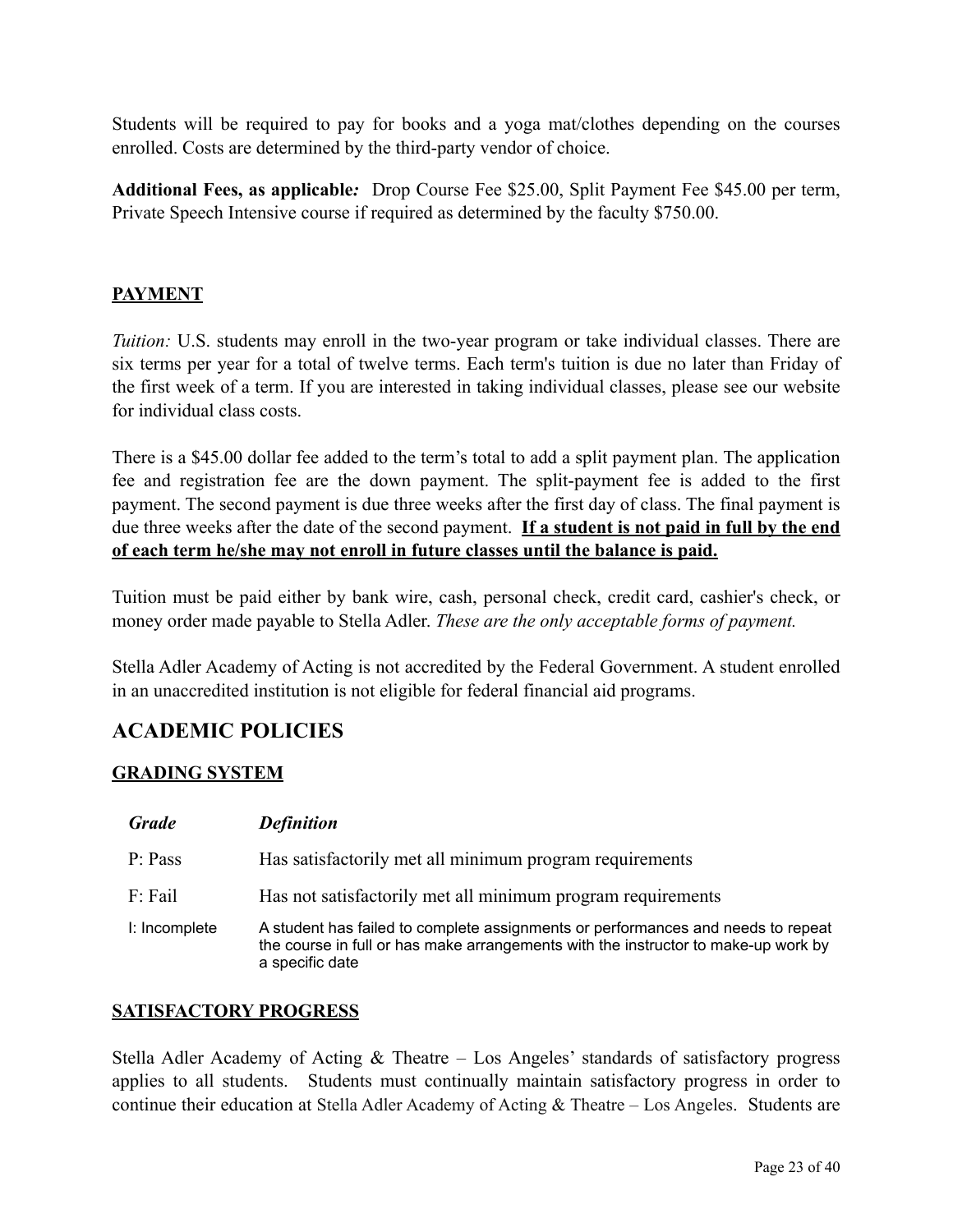Students will be required to pay for books and a yoga mat/clothes depending on the courses enrolled. Costs are determined by the third-party vendor of choice.

**Additional Fees, as applicable*:*** Drop Course Fee $25.00, Split Payment Fee $45.00 per term, Private Speech Intensive course if required as determined by the faculty $750.00.

## PAYMENT

*Tuition:* U.S. students may enroll in the two-year program or take individual classes. There are six terms per year for a total of twelve terms. Each term's tuition is due no later than Friday of the first week of a term. If you are interested in taking individual classes, please see our website for individual class costs.

There is a $45.00 dollar fee added to the term's total to add a split payment plan. The application fee and registration fee are the down payment. The split-payment fee is added to the first payment. The second payment is due three weeks after the first day of class. The final payment is due three weeks after the date of the second payment. **If a student is not paid in full by the end of each term he/she may not enroll in future classes until the balance is paid.**

Tuition must be paid either by bank wire, cash, personal check, credit card, cashier's check, or money order made payable to Stella Adler. *These are the only acceptable forms of payment.*

Stella Adler Academy of Acting is not accredited by the Federal Government. A student enrolled in an unaccredited institution is not eligible for federal financial aid programs.

# ACADEMIC POLICIES

## GRADING SYSTEM

| *Grade* | *Definition* |
|---|---|
| P: Pass | Has satisfactorily met all minimum program requirements |
| F: Fail | Has not satisfactorily met all minimum program requirements |
| I: Incomplete | A student has failed to complete assignments or performances and needs to repeat the course in full or has make arrangements with the instructor to make-up work by a specific date |

## SATISFACTORY PROGRESS

Stella Adler Academy of Acting & Theatre – Los Angeles' standards of satisfactory progress applies to all students. Students must continually maintain satisfactory progress in order to continue their education at Stella Adler Academy of Acting & Theatre – Los Angeles. Students are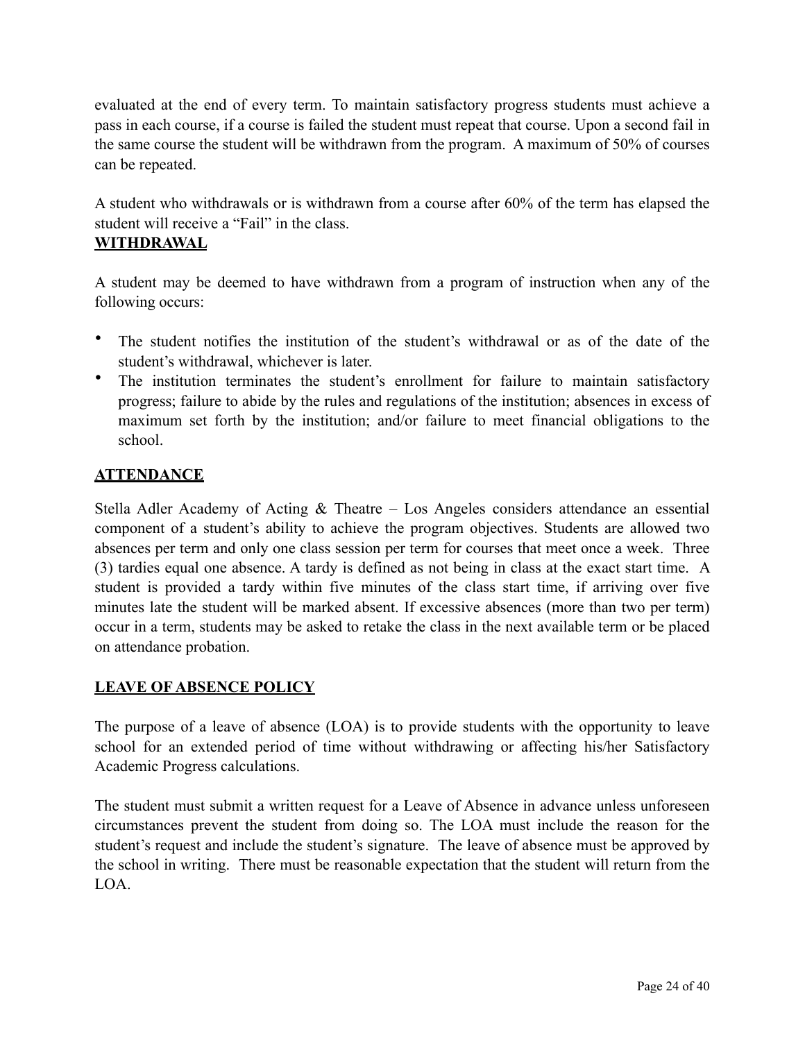evaluated at the end of every term. To maintain satisfactory progress students must achieve a pass in each course, if a course is failed the student must repeat that course. Upon a second fail in the same course the student will be withdrawn from the program. A maximum of 50% of courses can be repeated.

A student who withdrawals or is withdrawn from a course after 60% of the term has elapsed the student will receive a "Fail" in the class.

**WITHDRAWAL**

A student may be deemed to have withdrawn from a program of instruction when any of the following occurs:

- The student notifies the institution of the student's withdrawal or as of the date of the student's withdrawal, whichever is later.
- The institution terminates the student's enrollment for failure to maintain satisfactory progress; failure to abide by the rules and regulations of the institution; absences in excess of maximum set forth by the institution; and/or failure to meet financial obligations to the school.

**ATTENDANCE**

Stella Adler Academy of Acting & Theatre – Los Angeles considers attendance an essential component of a student's ability to achieve the program objectives. Students are allowed two absences per term and only one class session per term for courses that meet once a week. Three (3) tardies equal one absence. A tardy is defined as not being in class at the exact start time. A student is provided a tardy within five minutes of the class start time, if arriving over five minutes late the student will be marked absent. If excessive absences (more than two per term) occur in a term, students may be asked to retake the class in the next available term or be placed on attendance probation.

**LEAVE OF ABSENCE POLICY**

The purpose of a leave of absence (LOA) is to provide students with the opportunity to leave school for an extended period of time without withdrawing or affecting his/her Satisfactory Academic Progress calculations.

The student must submit a written request for a Leave of Absence in advance unless unforeseen circumstances prevent the student from doing so. The LOA must include the reason for the student's request and include the student's signature. The leave of absence must be approved by the school in writing. There must be reasonable expectation that the student will return from the LOA.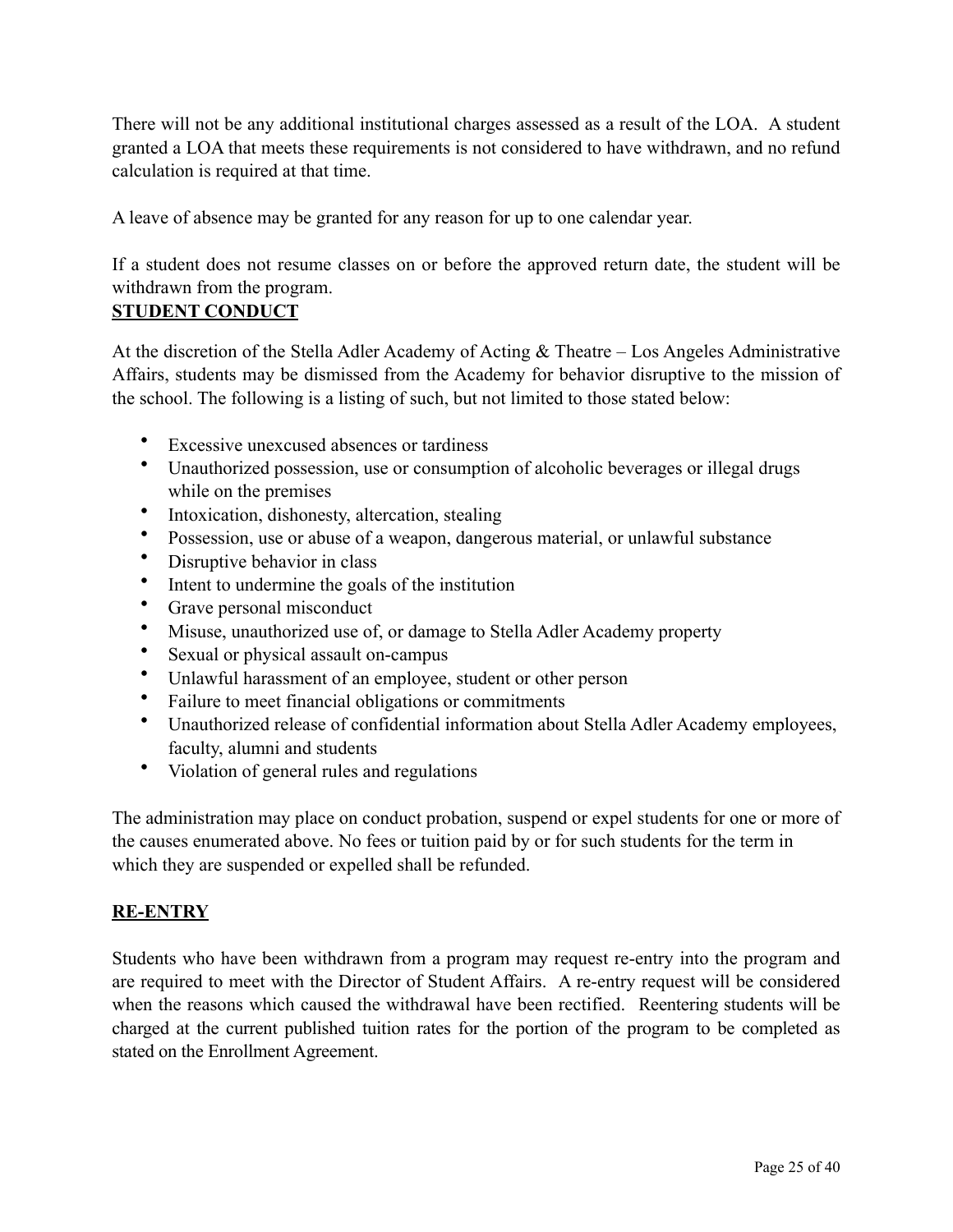There will not be any additional institutional charges assessed as a result of the LOA. A student granted a LOA that meets these requirements is not considered to have withdrawn, and no refund calculation is required at that time.

A leave of absence may be granted for any reason for up to one calendar year.

If a student does not resume classes on or before the approved return date, the student will be withdrawn from the program.

## STUDENT CONDUCT

At the discretion of the Stella Adler Academy of Acting & Theatre – Los Angeles Administrative Affairs, students may be dismissed from the Academy for behavior disruptive to the mission of the school. The following is a listing of such, but not limited to those stated below:

- Excessive unexcused absences or tardiness
- Unauthorized possession, use or consumption of alcoholic beverages or illegal drugs while on the premises
- Intoxication, dishonesty, altercation, stealing
- Possession, use or abuse of a weapon, dangerous material, or unlawful substance
- Disruptive behavior in class
- Intent to undermine the goals of the institution
- Grave personal misconduct
- Misuse, unauthorized use of, or damage to Stella Adler Academy property
- Sexual or physical assault on-campus
- Unlawful harassment of an employee, student or other person
- Failure to meet financial obligations or commitments
- Unauthorized release of confidential information about Stella Adler Academy employees, faculty, alumni and students
- Violation of general rules and regulations

The administration may place on conduct probation, suspend or expel students for one or more of the causes enumerated above. No fees or tuition paid by or for such students for the term in which they are suspended or expelled shall be refunded.

## RE-ENTRY

Students who have been withdrawn from a program may request re-entry into the program and are required to meet with the Director of Student Affairs. A re-entry request will be considered when the reasons which caused the withdrawal have been rectified. Reentering students will be charged at the current published tuition rates for the portion of the program to be completed as stated on the Enrollment Agreement.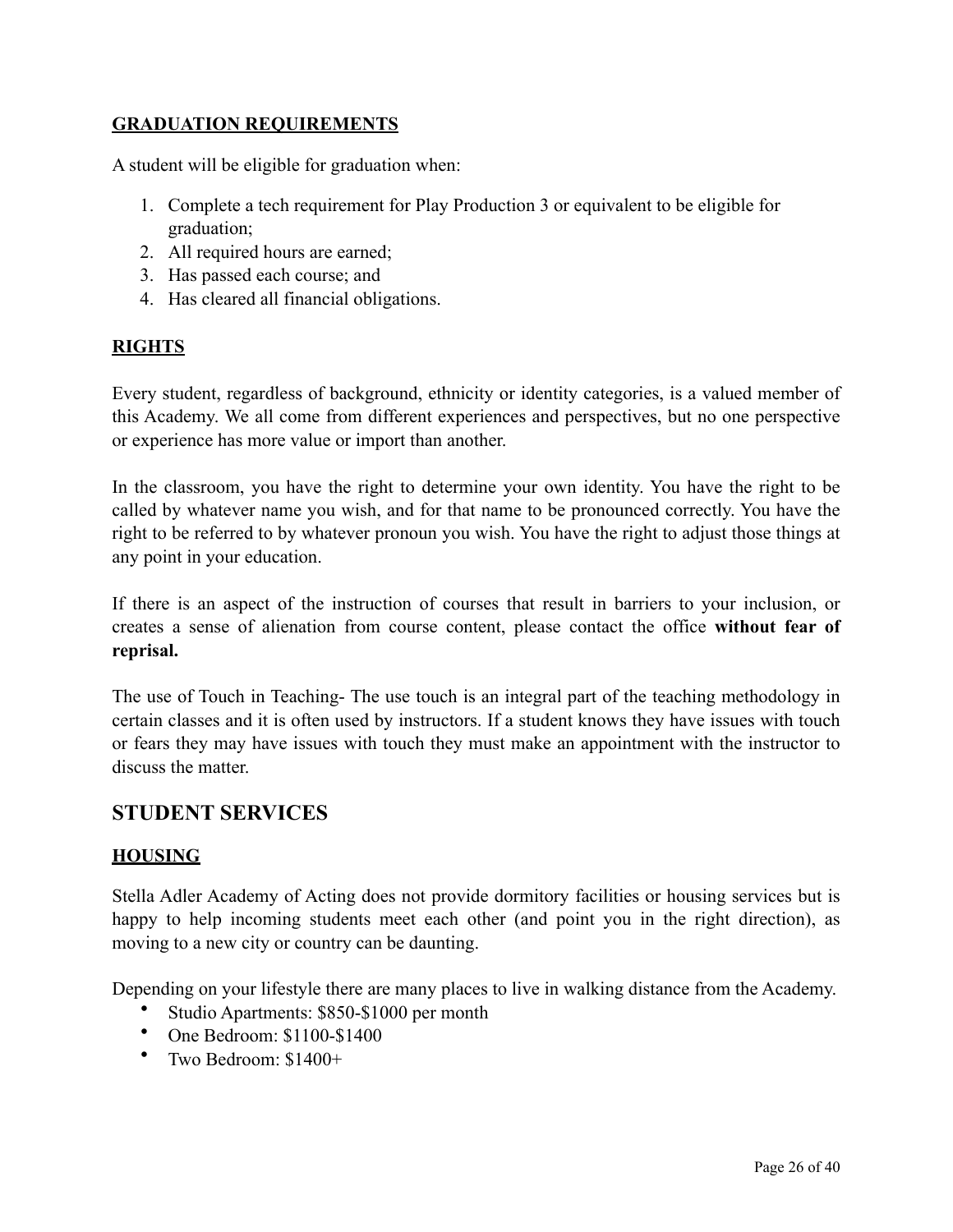### GRADUATION REQUIREMENTS

A student will be eligible for graduation when:

1. Complete a tech requirement for Play Production 3 or equivalent to be eligible for graduation;
2. All required hours are earned;
3. Has passed each course; and
4. Has cleared all financial obligations.

### RIGHTS

Every student, regardless of background, ethnicity or identity categories, is a valued member of this Academy. We all come from different experiences and perspectives, but no one perspective or experience has more value or import than another.

In the classroom, you have the right to determine your own identity. You have the right to be called by whatever name you wish, and for that name to be pronounced correctly. You have the right to be referred to by whatever pronoun you wish. You have the right to adjust those things at any point in your education.

If there is an aspect of the instruction of courses that result in barriers to your inclusion, or creates a sense of alienation from course content, please contact the office **without fear of reprisal.**

The use of Touch in Teaching- The use touch is an integral part of the teaching methodology in certain classes and it is often used by instructors. If a student knows they have issues with touch or fears they may have issues with touch they must make an appointment with the instructor to discuss the matter.

## STUDENT SERVICES

### HOUSING

Stella Adler Academy of Acting does not provide dormitory facilities or housing services but is happy to help incoming students meet each other (and point you in the right direction), as moving to a new city or country can be daunting.

Depending on your lifestyle there are many places to live in walking distance from the Academy.

- Studio Apartments: $850-$1000 per month
- One Bedroom: $1100-$1400
- Two Bedroom: $1400+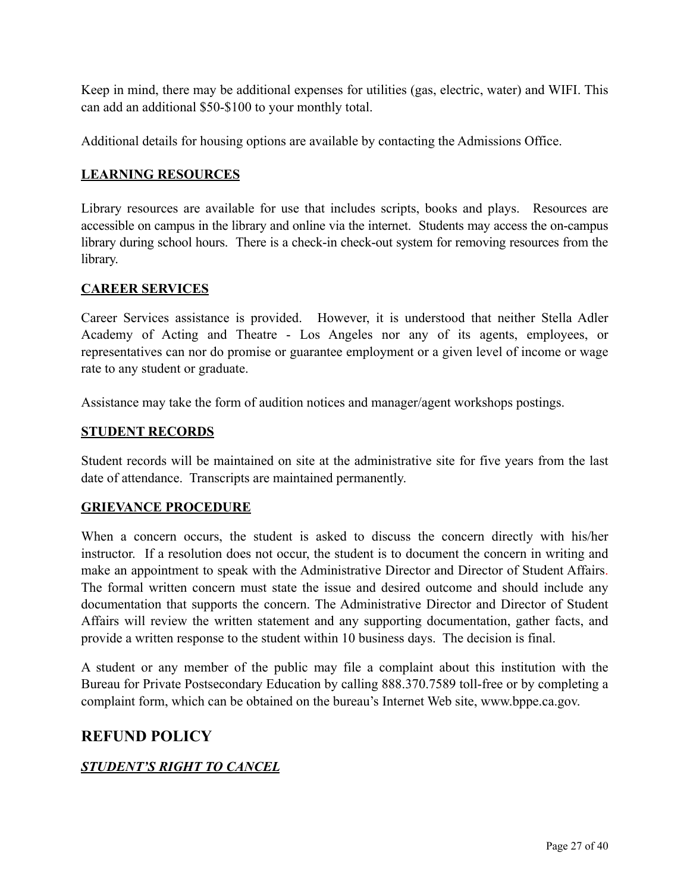Keep in mind, there may be additional expenses for utilities (gas, electric, water) and WIFI. This can add an additional $50-$100 to your monthly total.

Additional details for housing options are available by contacting the Admissions Office.

### LEARNING RESOURCES

Library resources are available for use that includes scripts, books and plays. Resources are accessible on campus in the library and online via the internet. Students may access the on-campus library during school hours. There is a check-in check-out system for removing resources from the library.

### CAREER SERVICES

Career Services assistance is provided. However, it is understood that neither Stella Adler Academy of Acting and Theatre - Los Angeles nor any of its agents, employees, or representatives can nor do promise or guarantee employment or a given level of income or wage rate to any student or graduate.

Assistance may take the form of audition notices and manager/agent workshops postings.

### STUDENT RECORDS

Student records will be maintained on site at the administrative site for five years from the last date of attendance. Transcripts are maintained permanently.

### GRIEVANCE PROCEDURE

When a concern occurs, the student is asked to discuss the concern directly with his/her instructor. If a resolution does not occur, the student is to document the concern in writing and make an appointment to speak with the Administrative Director and Director of Student Affairs. The formal written concern must state the issue and desired outcome and should include any documentation that supports the concern. The Administrative Director and Director of Student Affairs will review the written statement and any supporting documentation, gather facts, and provide a written response to the student within 10 business days. The decision is final.

A student or any member of the public may file a complaint about this institution with the Bureau for Private Postsecondary Education by calling 888.370.7589 toll-free or by completing a complaint form, which can be obtained on the bureau's Internet Web site, www.bppe.ca.gov.

## REFUND POLICY

### *STUDENT'S RIGHT TO CANCEL*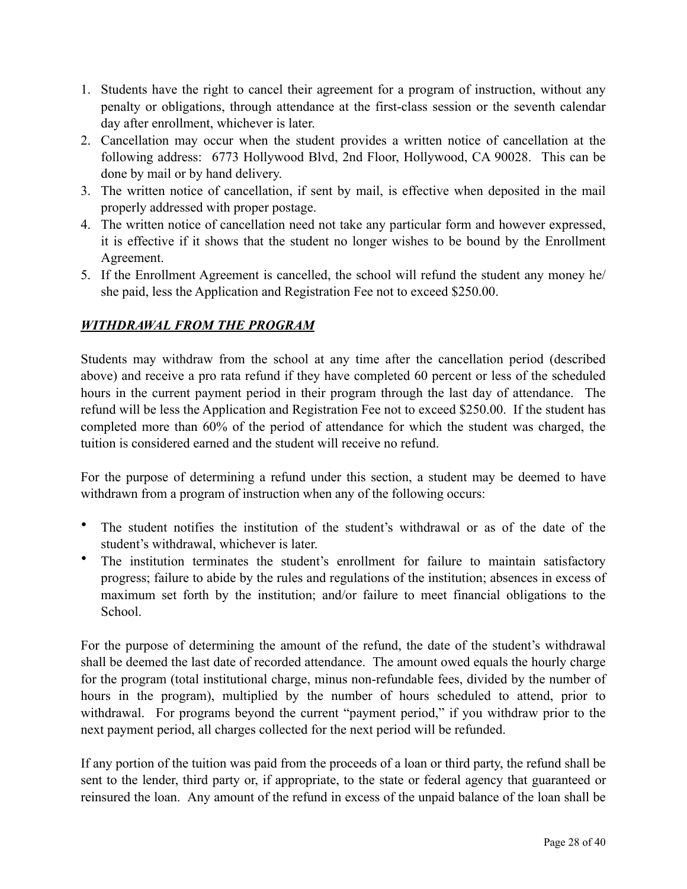1. Students have the right to cancel their agreement for a program of instruction, without any penalty or obligations, through attendance at the first-class session or the seventh calendar day after enrollment, whichever is later.
2. Cancellation may occur when the student provides a written notice of cancellation at the following address: 6773 Hollywood Blvd, 2nd Floor, Hollywood, CA 90028. This can be done by mail or by hand delivery.
3. The written notice of cancellation, if sent by mail, is effective when deposited in the mail properly addressed with proper postage.
4. The written notice of cancellation need not take any particular form and however expressed, it is effective if it shows that the student no longer wishes to be bound by the Enrollment Agreement.
5. If the Enrollment Agreement is cancelled, the school will refund the student any money he/she paid, less the Application and Registration Fee not to exceed $250.00.

## ***WITHDRAWAL FROM THE PROGRAM***

Students may withdraw from the school at any time after the cancellation period (described above) and receive a pro rata refund if they have completed 60 percent or less of the scheduled hours in the current payment period in their program through the last day of attendance. The refund will be less the Application and Registration Fee not to exceed $250.00. If the student has completed more than 60% of the period of attendance for which the student was charged, the tuition is considered earned and the student will receive no refund.

For the purpose of determining a refund under this section, a student may be deemed to have withdrawn from a program of instruction when any of the following occurs:

- The student notifies the institution of the student's withdrawal or as of the date of the student's withdrawal, whichever is later.
- The institution terminates the student's enrollment for failure to maintain satisfactory progress; failure to abide by the rules and regulations of the institution; absences in excess of maximum set forth by the institution; and/or failure to meet financial obligations to the School.

For the purpose of determining the amount of the refund, the date of the student's withdrawal shall be deemed the last date of recorded attendance. The amount owed equals the hourly charge for the program (total institutional charge, minus non-refundable fees, divided by the number of hours in the program), multiplied by the number of hours scheduled to attend, prior to withdrawal. For programs beyond the current "payment period," if you withdraw prior to the next payment period, all charges collected for the next period will be refunded.

If any portion of the tuition was paid from the proceeds of a loan or third party, the refund shall be sent to the lender, third party or, if appropriate, to the state or federal agency that guaranteed or reinsured the loan. Any amount of the refund in excess of the unpaid balance of the loan shall be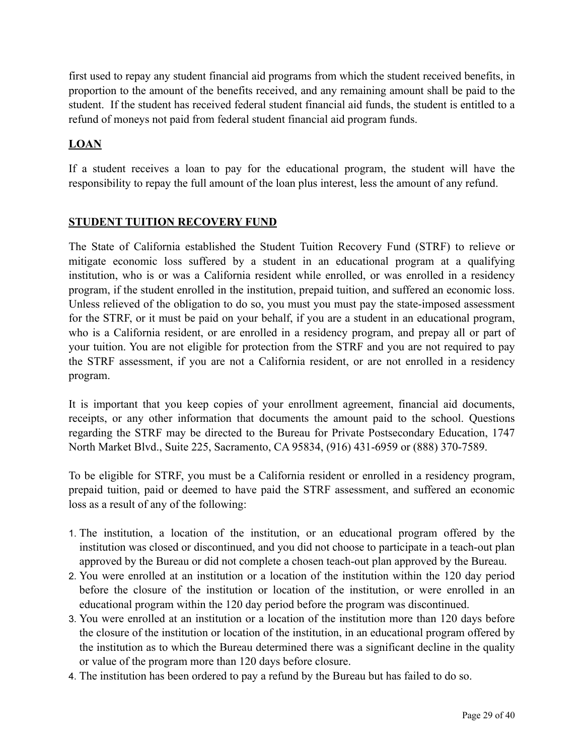first used to repay any student financial aid programs from which the student received benefits, in proportion to the amount of the benefits received, and any remaining amount shall be paid to the student. If the student has received federal student financial aid funds, the student is entitled to a refund of moneys not paid from federal student financial aid program funds.

## LOAN

If a student receives a loan to pay for the educational program, the student will have the responsibility to repay the full amount of the loan plus interest, less the amount of any refund.

## STUDENT TUITION RECOVERY FUND

The State of California established the Student Tuition Recovery Fund (STRF) to relieve or mitigate economic loss suffered by a student in an educational program at a qualifying institution, who is or was a California resident while enrolled, or was enrolled in a residency program, if the student enrolled in the institution, prepaid tuition, and suffered an economic loss. Unless relieved of the obligation to do so, you must you must pay the state-imposed assessment for the STRF, or it must be paid on your behalf, if you are a student in an educational program, who is a California resident, or are enrolled in a residency program, and prepay all or part of your tuition. You are not eligible for protection from the STRF and you are not required to pay the STRF assessment, if you are not a California resident, or are not enrolled in a residency program.

It is important that you keep copies of your enrollment agreement, financial aid documents, receipts, or any other information that documents the amount paid to the school. Questions regarding the STRF may be directed to the Bureau for Private Postsecondary Education, 1747 North Market Blvd., Suite 225, Sacramento, CA 95834, (916) 431-6959 or (888) 370-7589.

To be eligible for STRF, you must be a California resident or enrolled in a residency program, prepaid tuition, paid or deemed to have paid the STRF assessment, and suffered an economic loss as a result of any of the following:

1. The institution, a location of the institution, or an educational program offered by the institution was closed or discontinued, and you did not choose to participate in a teach-out plan approved by the Bureau or did not complete a chosen teach-out plan approved by the Bureau.
2. You were enrolled at an institution or a location of the institution within the 120 day period before the closure of the institution or location of the institution, or were enrolled in an educational program within the 120 day period before the program was discontinued.
3. You were enrolled at an institution or a location of the institution more than 120 days before the closure of the institution or location of the institution, in an educational program offered by the institution as to which the Bureau determined there was a significant decline in the quality or value of the program more than 120 days before closure.
4. The institution has been ordered to pay a refund by the Bureau but has failed to do so.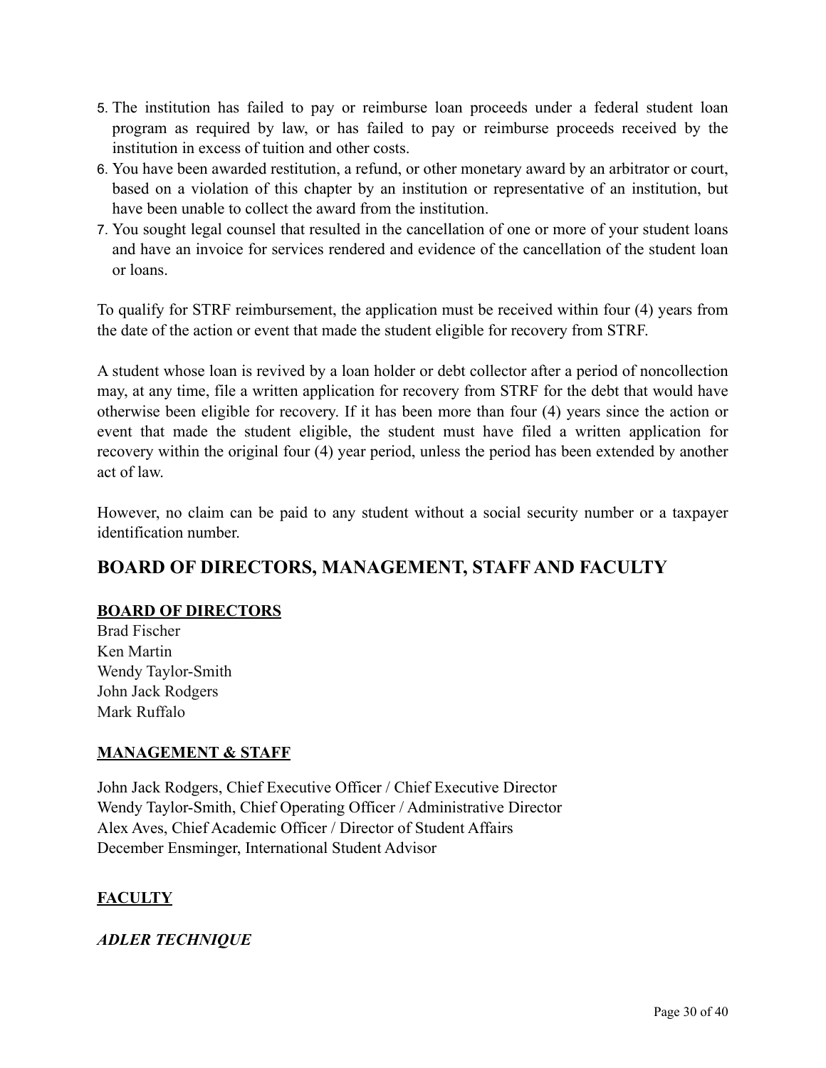5. The institution has failed to pay or reimburse loan proceeds under a federal student loan program as required by law, or has failed to pay or reimburse proceeds received by the institution in excess of tuition and other costs.
6. You have been awarded restitution, a refund, or other monetary award by an arbitrator or court, based on a violation of this chapter by an institution or representative of an institution, but have been unable to collect the award from the institution.
7. You sought legal counsel that resulted in the cancellation of one or more of your student loans and have an invoice for services rendered and evidence of the cancellation of the student loan or loans.

To qualify for STRF reimbursement, the application must be received within four (4) years from the date of the action or event that made the student eligible for recovery from STRF.

A student whose loan is revived by a loan holder or debt collector after a period of noncollection may, at any time, file a written application for recovery from STRF for the debt that would have otherwise been eligible for recovery. If it has been more than four (4) years since the action or event that made the student eligible, the student must have filed a written application for recovery within the original four (4) year period, unless the period has been extended by another act of law.

However, no claim can be paid to any student without a social security number or a taxpayer identification number.

## BOARD OF DIRECTORS, MANAGEMENT, STAFF AND FACULTY

### BOARD OF DIRECTORS

Brad Fischer
Ken Martin
Wendy Taylor-Smith
John Jack Rodgers
Mark Ruffalo

### MANAGEMENT & STAFF

John Jack Rodgers, Chief Executive Officer / Chief Executive Director
Wendy Taylor-Smith, Chief Operating Officer / Administrative Director
Alex Aves, Chief Academic Officer / Director of Student Affairs
December Ensminger, International Student Advisor

### FACULTY

#### *ADLER TECHNIQUE*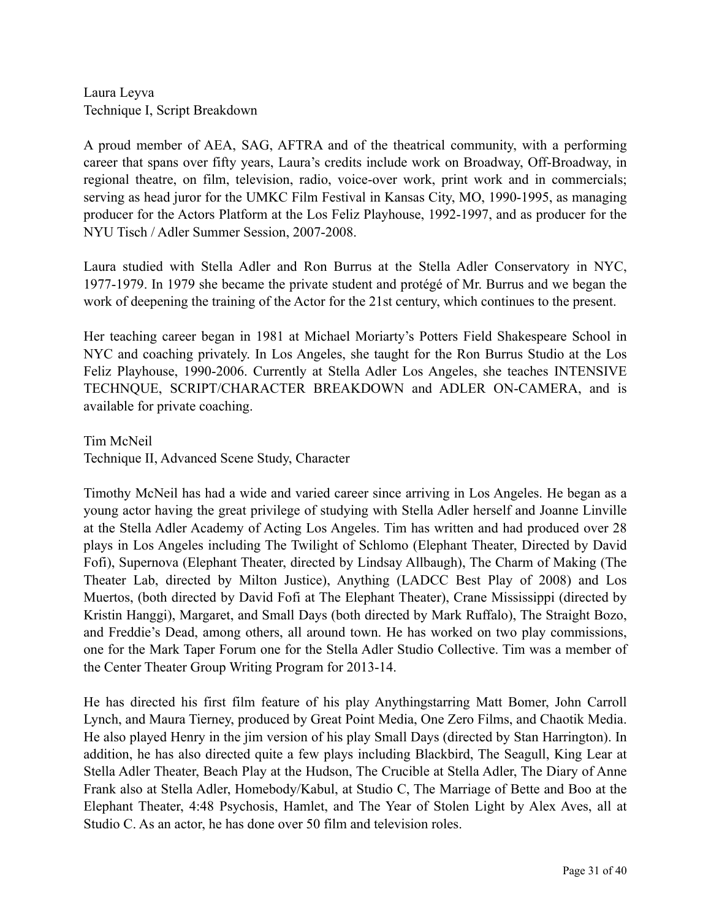Laura Leyva
Technique I, Script Breakdown

A proud member of AEA, SAG, AFTRA and of the theatrical community, with a performing career that spans over fifty years, Laura's credits include work on Broadway, Off-Broadway, in regional theatre, on film, television, radio, voice-over work, print work and in commercials; serving as head juror for the UMKC Film Festival in Kansas City, MO, 1990-1995, as managing producer for the Actors Platform at the Los Feliz Playhouse, 1992-1997, and as producer for the NYU Tisch / Adler Summer Session, 2007-2008.

Laura studied with Stella Adler and Ron Burrus at the Stella Adler Conservatory in NYC, 1977-1979. In 1979 she became the private student and protégé of Mr. Burrus and we began the work of deepening the training of the Actor for the 21st century, which continues to the present.

Her teaching career began in 1981 at Michael Moriarty's Potters Field Shakespeare School in NYC and coaching privately. In Los Angeles, she taught for the Ron Burrus Studio at the Los Feliz Playhouse, 1990-2006. Currently at Stella Adler Los Angeles, she teaches INTENSIVE TECHNQUE, SCRIPT/CHARACTER BREAKDOWN and ADLER ON-CAMERA, and is available for private coaching.

Tim McNeil
Technique II, Advanced Scene Study, Character

Timothy McNeil has had a wide and varied career since arriving in Los Angeles. He began as a young actor having the great privilege of studying with Stella Adler herself and Joanne Linville at the Stella Adler Academy of Acting Los Angeles. Tim has written and had produced over 28 plays in Los Angeles including The Twilight of Schlomo (Elephant Theater, Directed by David Fofi), Supernova (Elephant Theater, directed by Lindsay Allbaugh), The Charm of Making (The Theater Lab, directed by Milton Justice), Anything (LADCC Best Play of 2008) and Los Muertos, (both directed by David Fofi at The Elephant Theater), Crane Mississippi (directed by Kristin Hanggi), Margaret, and Small Days (both directed by Mark Ruffalo), The Straight Bozo, and Freddie's Dead, among others, all around town. He has worked on two play commissions, one for the Mark Taper Forum one for the Stella Adler Studio Collective. Tim was a member of the Center Theater Group Writing Program for 2013-14.

He has directed his first film feature of his play Anythingstarring Matt Bomer, John Carroll Lynch, and Maura Tierney, produced by Great Point Media, One Zero Films, and Chaotik Media. He also played Henry in the jim version of his play Small Days (directed by Stan Harrington). In addition, he has also directed quite a few plays including Blackbird, The Seagull, King Lear at Stella Adler Theater, Beach Play at the Hudson, The Crucible at Stella Adler, The Diary of Anne Frank also at Stella Adler, Homebody/Kabul, at Studio C, The Marriage of Bette and Boo at the Elephant Theater, 4:48 Psychosis, Hamlet, and The Year of Stolen Light by Alex Aves, all at Studio C. As an actor, he has done over 50 film and television roles.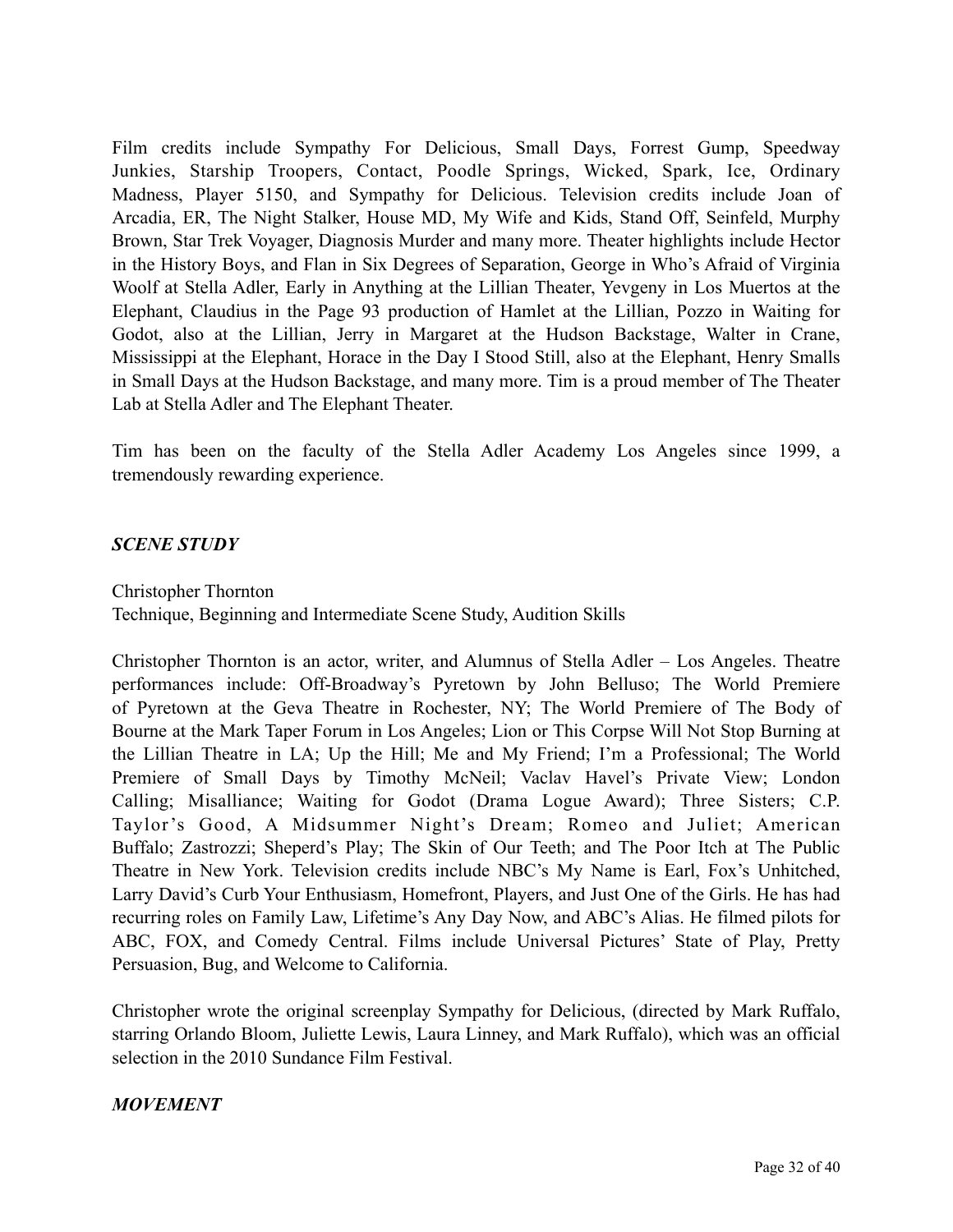Film credits include Sympathy For Delicious, Small Days, Forrest Gump, Speedway Junkies, Starship Troopers, Contact, Poodle Springs, Wicked, Spark, Ice, Ordinary Madness, Player 5150, and Sympathy for Delicious. Television credits include Joan of Arcadia, ER, The Night Stalker, House MD, My Wife and Kids, Stand Off, Seinfeld, Murphy Brown, Star Trek Voyager, Diagnosis Murder and many more. Theater highlights include Hector in the History Boys, and Flan in Six Degrees of Separation, George in Who's Afraid of Virginia Woolf at Stella Adler, Early in Anything at the Lillian Theater, Yevgeny in Los Muertos at the Elephant, Claudius in the Page 93 production of Hamlet at the Lillian, Pozzo in Waiting for Godot, also at the Lillian, Jerry in Margaret at the Hudson Backstage, Walter in Crane, Mississippi at the Elephant, Horace in the Day I Stood Still, also at the Elephant, Henry Smalls in Small Days at the Hudson Backstage, and many more. Tim is a proud member of The Theater Lab at Stella Adler and The Elephant Theater.

Tim has been on the faculty of the Stella Adler Academy Los Angeles since 1999, a tremendously rewarding experience.

### *SCENE STUDY*

Christopher Thornton
Technique, Beginning and Intermediate Scene Study, Audition Skills

Christopher Thornton is an actor, writer, and Alumnus of Stella Adler – Los Angeles. Theatre performances include: Off-Broadway's Pyretown by John Belluso; The World Premiere of Pyretown at the Geva Theatre in Rochester, NY; The World Premiere of The Body of Bourne at the Mark Taper Forum in Los Angeles; Lion or This Corpse Will Not Stop Burning at the Lillian Theatre in LA; Up the Hill; Me and My Friend; I'm a Professional; The World Premiere of Small Days by Timothy McNeil; Vaclav Havel's Private View; London Calling; Misalliance; Waiting for Godot (Drama Logue Award); Three Sisters; C.P. Taylor's Good, A Midsummer Night's Dream; Romeo and Juliet; American Buffalo; Zastrozzi; Sheperd's Play; The Skin of Our Teeth; and The Poor Itch at The Public Theatre in New York. Television credits include NBC's My Name is Earl, Fox's Unhitched, Larry David's Curb Your Enthusiasm, Homefront, Players, and Just One of the Girls. He has had recurring roles on Family Law, Lifetime's Any Day Now, and ABC's Alias. He filmed pilots for ABC, FOX, and Comedy Central. Films include Universal Pictures' State of Play, Pretty Persuasion, Bug, and Welcome to California.

Christopher wrote the original screenplay Sympathy for Delicious, (directed by Mark Ruffalo, starring Orlando Bloom, Juliette Lewis, Laura Linney, and Mark Ruffalo), which was an official selection in the 2010 Sundance Film Festival.

### *MOVEMENT*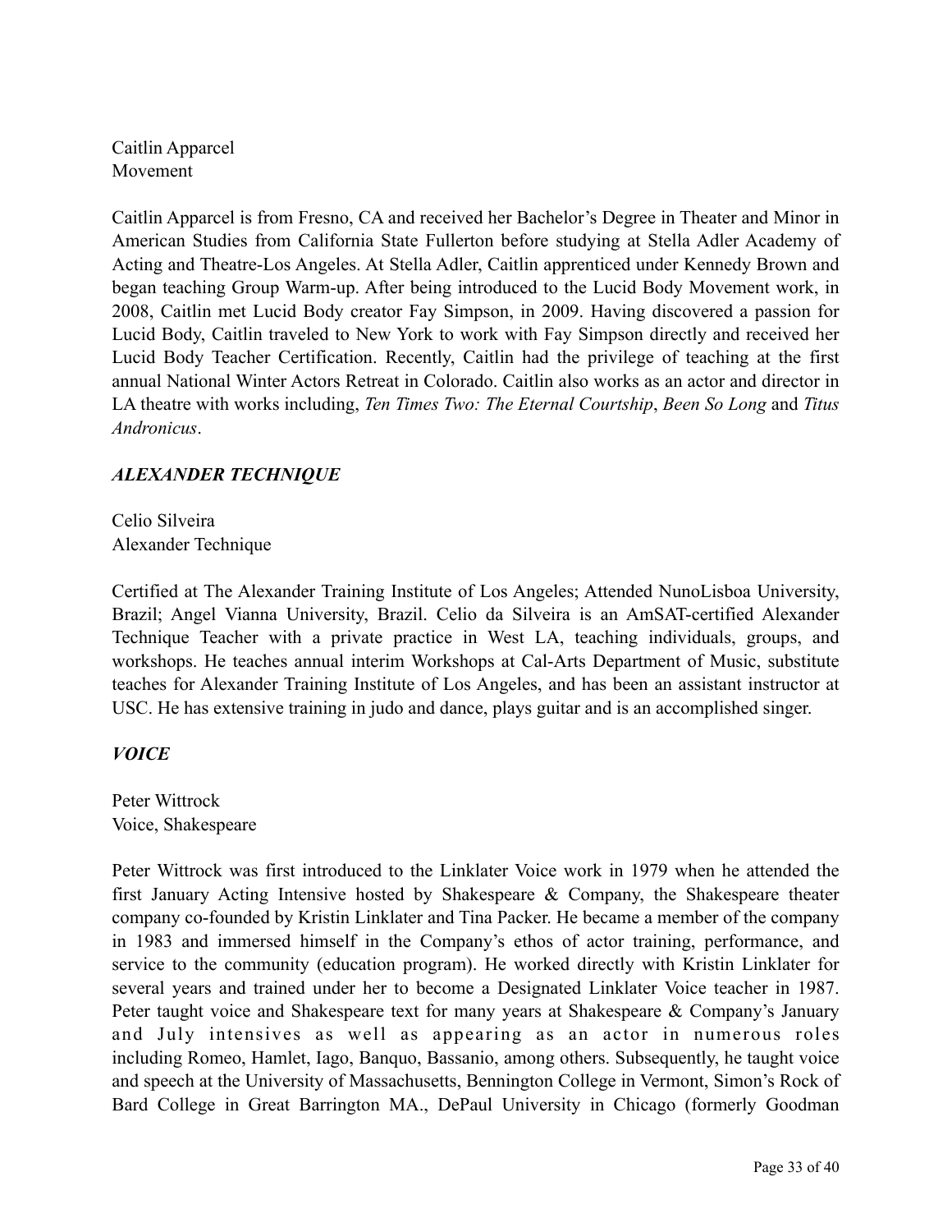Caitlin Apparcel
Movement

Caitlin Apparcel is from Fresno, CA and received her Bachelor's Degree in Theater and Minor in American Studies from California State Fullerton before studying at Stella Adler Academy of Acting and Theatre-Los Angeles. At Stella Adler, Caitlin apprenticed under Kennedy Brown and began teaching Group Warm-up. After being introduced to the Lucid Body Movement work, in 2008, Caitlin met Lucid Body creator Fay Simpson, in 2009. Having discovered a passion for Lucid Body, Caitlin traveled to New York to work with Fay Simpson directly and received her Lucid Body Teacher Certification. Recently, Caitlin had the privilege of teaching at the first annual National Winter Actors Retreat in Colorado. Caitlin also works as an actor and director in LA theatre with works including, *Ten Times Two: The Eternal Courtship*, *Been So Long* and *Titus Andronicus*.

### *ALEXANDER TECHNIQUE*

Celio Silveira
Alexander Technique

Certified at The Alexander Training Institute of Los Angeles; Attended NunoLisboa University, Brazil; Angel Vianna University, Brazil. Celio da Silveira is an AmSAT-certified Alexander Technique Teacher with a private practice in West LA, teaching individuals, groups, and workshops. He teaches annual interim Workshops at Cal-Arts Department of Music, substitute teaches for Alexander Training Institute of Los Angeles, and has been an assistant instructor at USC. He has extensive training in judo and dance, plays guitar and is an accomplished singer.

### *VOICE*

Peter Wittrock
Voice, Shakespeare

Peter Wittrock was first introduced to the Linklater Voice work in 1979 when he attended the first January Acting Intensive hosted by Shakespeare & Company, the Shakespeare theater company co-founded by Kristin Linklater and Tina Packer. He became a member of the company in 1983 and immersed himself in the Company's ethos of actor training, performance, and service to the community (education program). He worked directly with Kristin Linklater for several years and trained under her to become a Designated Linklater Voice teacher in 1987. Peter taught voice and Shakespeare text for many years at Shakespeare & Company's January and July intensives as well as appearing as an actor in numerous roles including Romeo, Hamlet, Iago, Banquo, Bassanio, among others. Subsequently, he taught voice and speech at the University of Massachusetts, Bennington College in Vermont, Simon's Rock of Bard College in Great Barrington MA., DePaul University in Chicago (formerly Goodman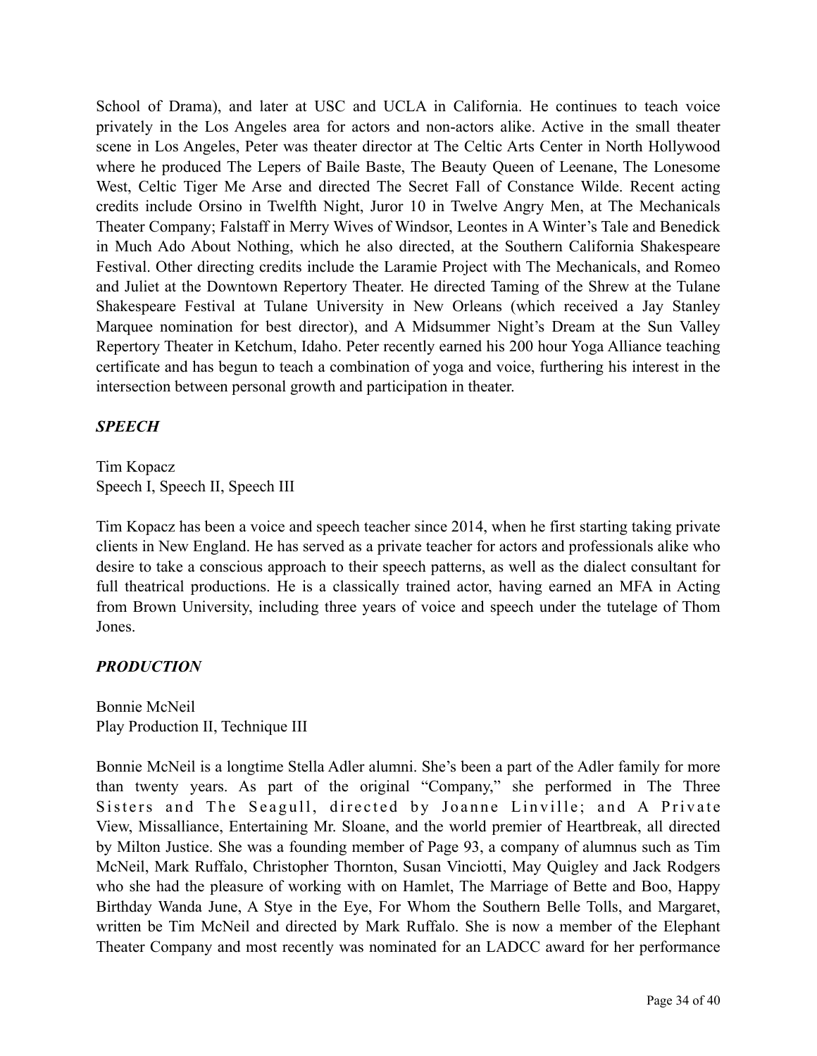School of Drama), and later at USC and UCLA in California. He continues to teach voice privately in the Los Angeles area for actors and non-actors alike. Active in the small theater scene in Los Angeles, Peter was theater director at The Celtic Arts Center in North Hollywood where he produced The Lepers of Baile Baste, The Beauty Queen of Leenane, The Lonesome West, Celtic Tiger Me Arse and directed The Secret Fall of Constance Wilde. Recent acting credits include Orsino in Twelfth Night, Juror 10 in Twelve Angry Men, at The Mechanicals Theater Company; Falstaff in Merry Wives of Windsor, Leontes in A Winter's Tale and Benedick in Much Ado About Nothing, which he also directed, at the Southern California Shakespeare Festival. Other directing credits include the Laramie Project with The Mechanicals, and Romeo and Juliet at the Downtown Repertory Theater. He directed Taming of the Shrew at the Tulane Shakespeare Festival at Tulane University in New Orleans (which received a Jay Stanley Marquee nomination for best director), and A Midsummer Night's Dream at the Sun Valley Repertory Theater in Ketchum, Idaho. Peter recently earned his 200 hour Yoga Alliance teaching certificate and has begun to teach a combination of yoga and voice, furthering his interest in the intersection between personal growth and participation in theater.

***SPEECH***

Tim Kopacz
Speech I, Speech II, Speech III

Tim Kopacz has been a voice and speech teacher since 2014, when he first starting taking private clients in New England. He has served as a private teacher for actors and professionals alike who desire to take a conscious approach to their speech patterns, as well as the dialect consultant for full theatrical productions. He is a classically trained actor, having earned an MFA in Acting from Brown University, including three years of voice and speech under the tutelage of Thom Jones.

***PRODUCTION***

Bonnie McNeil
Play Production II, Technique III

Bonnie McNeil is a longtime Stella Adler alumni. She's been a part of the Adler family for more than twenty years. As part of the original "Company," she performed in The Three Sisters and The Seagull, directed by Joanne Linville; and A Private View, Missalliance, Entertaining Mr. Sloane, and the world premier of Heartbreak, all directed by Milton Justice. She was a founding member of Page 93, a company of alumnus such as Tim McNeil, Mark Ruffalo, Christopher Thornton, Susan Vinciotti, May Quigley and Jack Rodgers who she had the pleasure of working with on Hamlet, The Marriage of Bette and Boo, Happy Birthday Wanda June, A Stye in the Eye, For Whom the Southern Belle Tolls, and Margaret, written be Tim McNeil and directed by Mark Ruffalo. She is now a member of the Elephant Theater Company and most recently was nominated for an LADCC award for her performance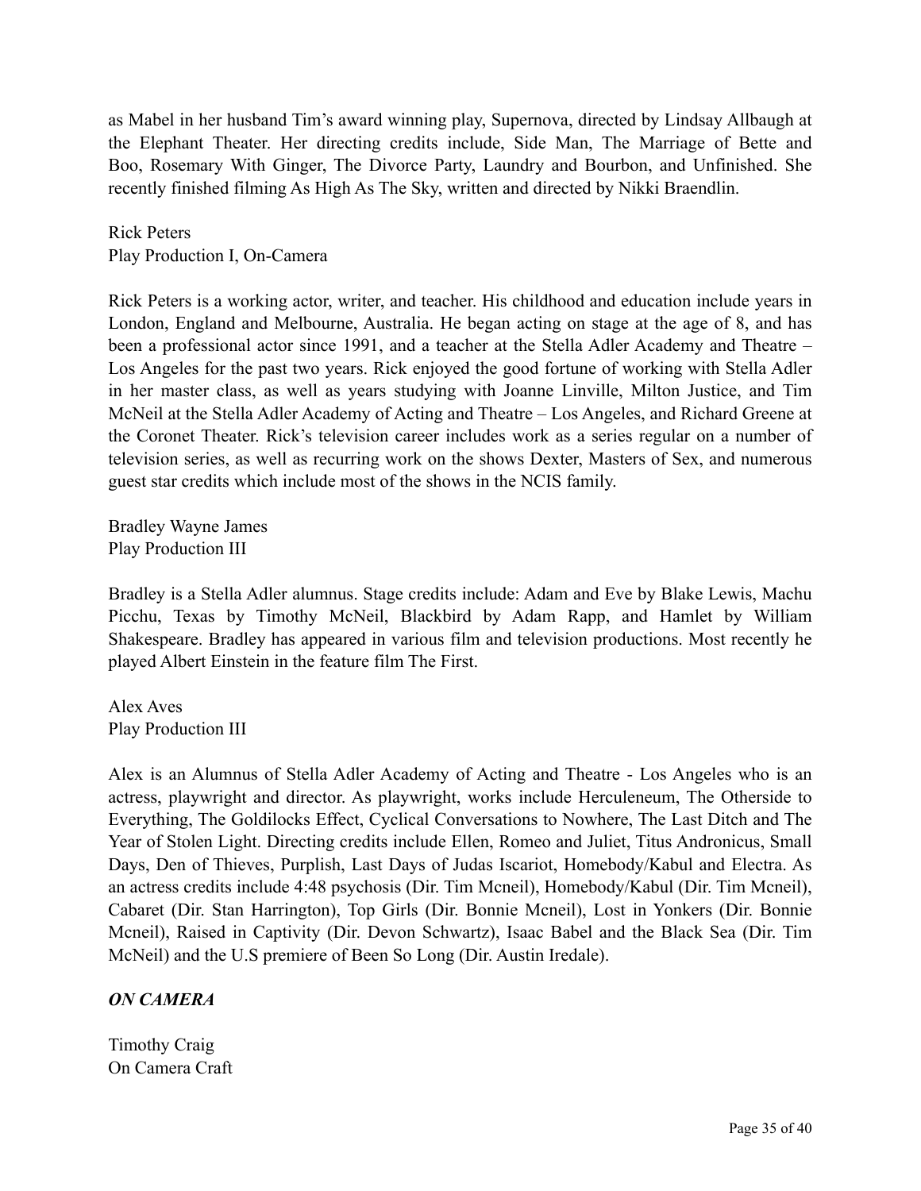as Mabel in her husband Tim's award winning play, Supernova, directed by Lindsay Allbaugh at the Elephant Theater. Her directing credits include, Side Man, The Marriage of Bette and Boo, Rosemary With Ginger, The Divorce Party, Laundry and Bourbon, and Unfinished. She recently finished filming As High As The Sky, written and directed by Nikki Braendlin.

Rick Peters
Play Production I, On-Camera

Rick Peters is a working actor, writer, and teacher. His childhood and education include years in London, England and Melbourne, Australia. He began acting on stage at the age of 8, and has been a professional actor since 1991, and a teacher at the Stella Adler Academy and Theatre – Los Angeles for the past two years. Rick enjoyed the good fortune of working with Stella Adler in her master class, as well as years studying with Joanne Linville, Milton Justice, and Tim McNeil at the Stella Adler Academy of Acting and Theatre – Los Angeles, and Richard Greene at the Coronet Theater. Rick's television career includes work as a series regular on a number of television series, as well as recurring work on the shows Dexter, Masters of Sex, and numerous guest star credits which include most of the shows in the NCIS family.

Bradley Wayne James
Play Production III

Bradley is a Stella Adler alumnus. Stage credits include: Adam and Eve by Blake Lewis, Machu Picchu, Texas by Timothy McNeil, Blackbird by Adam Rapp, and Hamlet by William Shakespeare. Bradley has appeared in various film and television productions. Most recently he played Albert Einstein in the feature film The First.

Alex Aves
Play Production III

Alex is an Alumnus of Stella Adler Academy of Acting and Theatre - Los Angeles who is an actress, playwright and director. As playwright, works include Herculeneum, The Otherside to Everything, The Goldilocks Effect, Cyclical Conversations to Nowhere, The Last Ditch and The Year of Stolen Light. Directing credits include Ellen, Romeo and Juliet, Titus Andronicus, Small Days, Den of Thieves, Purplish, Last Days of Judas Iscariot, Homebody/Kabul and Electra. As an actress credits include 4:48 psychosis (Dir. Tim Mcneil), Homebody/Kabul (Dir. Tim Mcneil), Cabaret (Dir. Stan Harrington), Top Girls (Dir. Bonnie Mcneil), Lost in Yonkers (Dir. Bonnie Mcneil), Raised in Captivity (Dir. Devon Schwartz), Isaac Babel and the Black Sea (Dir. Tim McNeil) and the U.S premiere of Been So Long (Dir. Austin Iredale).

***ON CAMERA***

Timothy Craig
On Camera Craft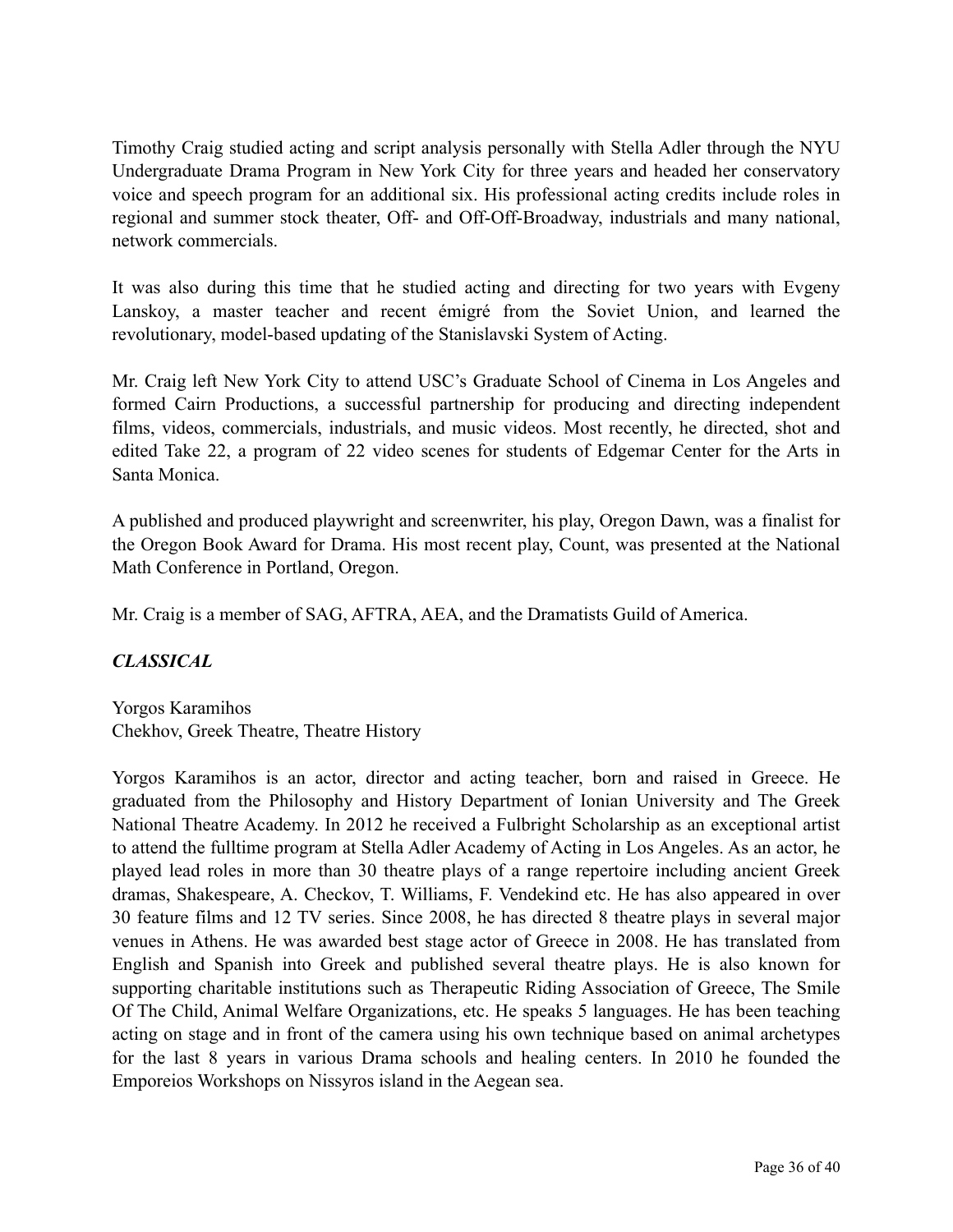Timothy Craig studied acting and script analysis personally with Stella Adler through the NYU Undergraduate Drama Program in New York City for three years and headed her conservatory voice and speech program for an additional six. His professional acting credits include roles in regional and summer stock theater, Off- and Off-Off-Broadway, industrials and many national, network commercials.

It was also during this time that he studied acting and directing for two years with Evgeny Lanskoy, a master teacher and recent émigré from the Soviet Union, and learned the revolutionary, model-based updating of the Stanislavski System of Acting.

Mr. Craig left New York City to attend USC's Graduate School of Cinema in Los Angeles and formed Cairn Productions, a successful partnership for producing and directing independent films, videos, commercials, industrials, and music videos. Most recently, he directed, shot and edited Take 22, a program of 22 video scenes for students of Edgemar Center for the Arts in Santa Monica.

A published and produced playwright and screenwriter, his play, Oregon Dawn, was a finalist for the Oregon Book Award for Drama. His most recent play, Count, was presented at the National Math Conference in Portland, Oregon.

Mr. Craig is a member of SAG, AFTRA, AEA, and the Dramatists Guild of America.

***CLASSICAL***

Yorgos Karamihos
Chekhov, Greek Theatre, Theatre History

Yorgos Karamihos is an actor, director and acting teacher, born and raised in Greece. He graduated from the Philosophy and History Department of Ionian University and The Greek National Theatre Academy. In 2012 he received a Fulbright Scholarship as an exceptional artist to attend the fulltime program at Stella Adler Academy of Acting in Los Angeles. As an actor, he played lead roles in more than 30 theatre plays of a range repertoire including ancient Greek dramas, Shakespeare, A. Checkov, T. Williams, F. Vendekind etc. He has also appeared in over 30 feature films and 12 TV series. Since 2008, he has directed 8 theatre plays in several major venues in Athens. He was awarded best stage actor of Greece in 2008. He has translated from English and Spanish into Greek and published several theatre plays. He is also known for supporting charitable institutions such as Therapeutic Riding Association of Greece, The Smile Of The Child, Animal Welfare Organizations, etc. He speaks 5 languages. He has been teaching acting on stage and in front of the camera using his own technique based on animal archetypes for the last 8 years in various Drama schools and healing centers. In 2010 he founded the Emporeios Workshops on Nissyros island in the Aegean sea.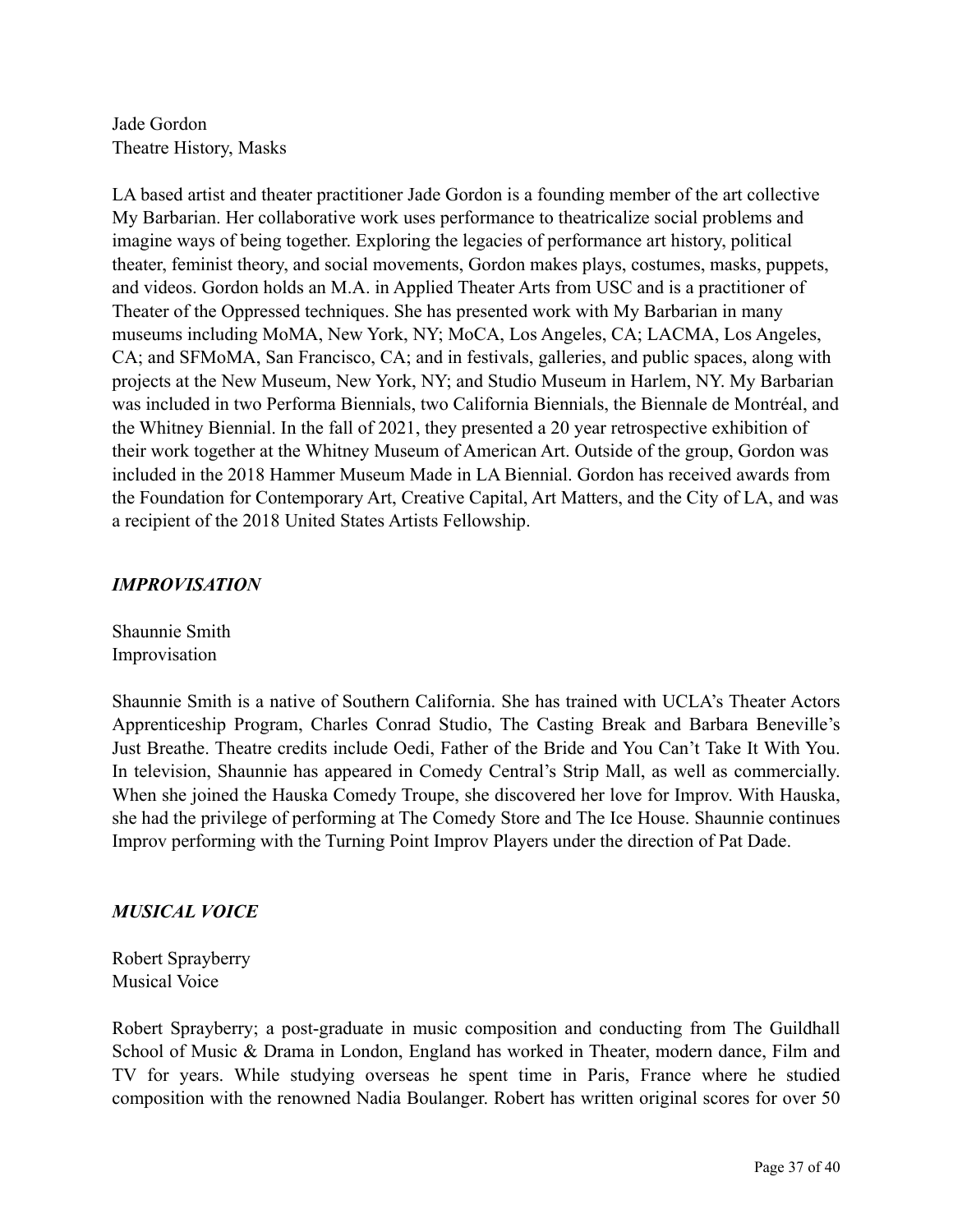Jade Gordon
Theatre History, Masks

LA based artist and theater practitioner Jade Gordon is a founding member of the art collective My Barbarian. Her collaborative work uses performance to theatricalize social problems and imagine ways of being together. Exploring the legacies of performance art history, political theater, feminist theory, and social movements, Gordon makes plays, costumes, masks, puppets, and videos. Gordon holds an M.A. in Applied Theater Arts from USC and is a practitioner of Theater of the Oppressed techniques. She has presented work with My Barbarian in many museums including MoMA, New York, NY; MoCA, Los Angeles, CA; LACMA, Los Angeles, CA; and SFMoMA, San Francisco, CA; and in festivals, galleries, and public spaces, along with projects at the New Museum, New York, NY; and Studio Museum in Harlem, NY. My Barbarian was included in two Performa Biennials, two California Biennials, the Biennale de Montréal, and the Whitney Biennial. In the fall of 2021, they presented a 20 year retrospective exhibition of their work together at the Whitney Museum of American Art. Outside of the group, Gordon was included in the 2018 Hammer Museum Made in LA Biennial. Gordon has received awards from the Foundation for Contemporary Art, Creative Capital, Art Matters, and the City of LA, and was a recipient of the 2018 United States Artists Fellowship.

### *IMPROVISATION*

Shaunnie Smith
Improvisation

Shaunnie Smith is a native of Southern California. She has trained with UCLA's Theater Actors Apprenticeship Program, Charles Conrad Studio, The Casting Break and Barbara Beneville's Just Breathe. Theatre credits include Oedi, Father of the Bride and You Can't Take It With You. In television, Shaunnie has appeared in Comedy Central's Strip Mall, as well as commercially. When she joined the Hauska Comedy Troupe, she discovered her love for Improv. With Hauska, she had the privilege of performing at The Comedy Store and The Ice House. Shaunnie continues Improv performing with the Turning Point Improv Players under the direction of Pat Dade.

### *MUSICAL VOICE*

Robert Sprayberry
Musical Voice

Robert Sprayberry; a post-graduate in music composition and conducting from The Guildhall School of Music & Drama in London, England has worked in Theater, modern dance, Film and TV for years. While studying overseas he spent time in Paris, France where he studied composition with the renowned Nadia Boulanger. Robert has written original scores for over 50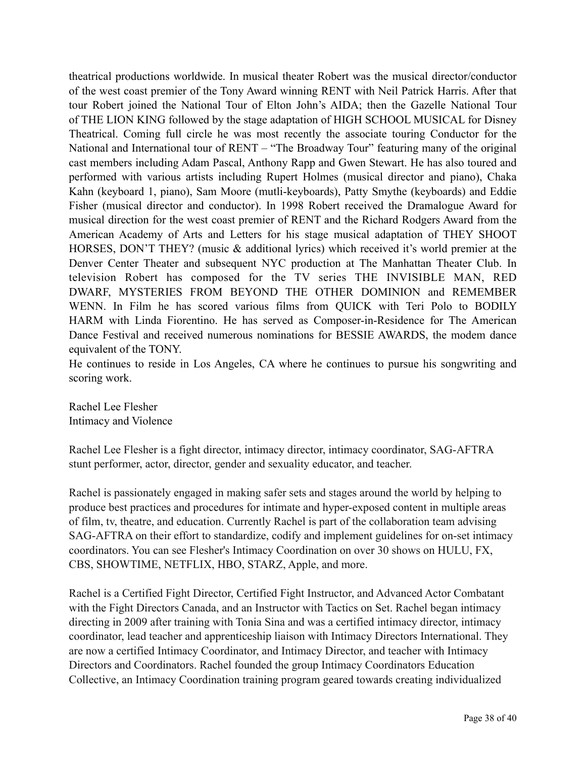theatrical productions worldwide. In musical theater Robert was the musical director/conductor of the west coast premier of the Tony Award winning RENT with Neil Patrick Harris. After that tour Robert joined the National Tour of Elton John's AIDA; then the Gazelle National Tour of THE LION KING followed by the stage adaptation of HIGH SCHOOL MUSICAL for Disney Theatrical. Coming full circle he was most recently the associate touring Conductor for the National and International tour of RENT – "The Broadway Tour" featuring many of the original cast members including Adam Pascal, Anthony Rapp and Gwen Stewart. He has also toured and performed with various artists including Rupert Holmes (musical director and piano), Chaka Kahn (keyboard 1, piano), Sam Moore (mutli-keyboards), Patty Smythe (keyboards) and Eddie Fisher (musical director and conductor). In 1998 Robert received the Dramalogue Award for musical direction for the west coast premier of RENT and the Richard Rodgers Award from the American Academy of Arts and Letters for his stage musical adaptation of THEY SHOOT HORSES, DON'T THEY? (music & additional lyrics) which received it's world premier at the Denver Center Theater and subsequent NYC production at The Manhattan Theater Club. In television Robert has composed for the TV series THE INVISIBLE MAN, RED DWARF, MYSTERIES FROM BEYOND THE OTHER DOMINION and REMEMBER WENN. In Film he has scored various films from QUICK with Teri Polo to BODILY HARM with Linda Fiorentino. He has served as Composer-in-Residence for The American Dance Festival and received numerous nominations for BESSIE AWARDS, the modem dance equivalent of the TONY.

He continues to reside in Los Angeles, CA where he continues to pursue his songwriting and scoring work.

Rachel Lee Flesher
Intimacy and Violence

Rachel Lee Flesher is a fight director, intimacy director, intimacy coordinator, SAG-AFTRA stunt performer, actor, director, gender and sexuality educator, and teacher.

Rachel is passionately engaged in making safer sets and stages around the world by helping to produce best practices and procedures for intimate and hyper-exposed content in multiple areas of film, tv, theatre, and education. Currently Rachel is part of the collaboration team advising SAG-AFTRA on their effort to standardize, codify and implement guidelines for on-set intimacy coordinators. You can see Flesher's Intimacy Coordination on over 30 shows on HULU, FX, CBS, SHOWTIME, NETFLIX, HBO, STARZ, Apple, and more.

Rachel is a Certified Fight Director, Certified Fight Instructor, and Advanced Actor Combatant with the Fight Directors Canada, and an Instructor with Tactics on Set. Rachel began intimacy directing in 2009 after training with Tonia Sina and was a certified intimacy director, intimacy coordinator, lead teacher and apprenticeship liaison with Intimacy Directors International. They are now a certified Intimacy Coordinator, and Intimacy Director, and teacher with Intimacy Directors and Coordinators. Rachel founded the group Intimacy Coordinators Education Collective, an Intimacy Coordination training program geared towards creating individualized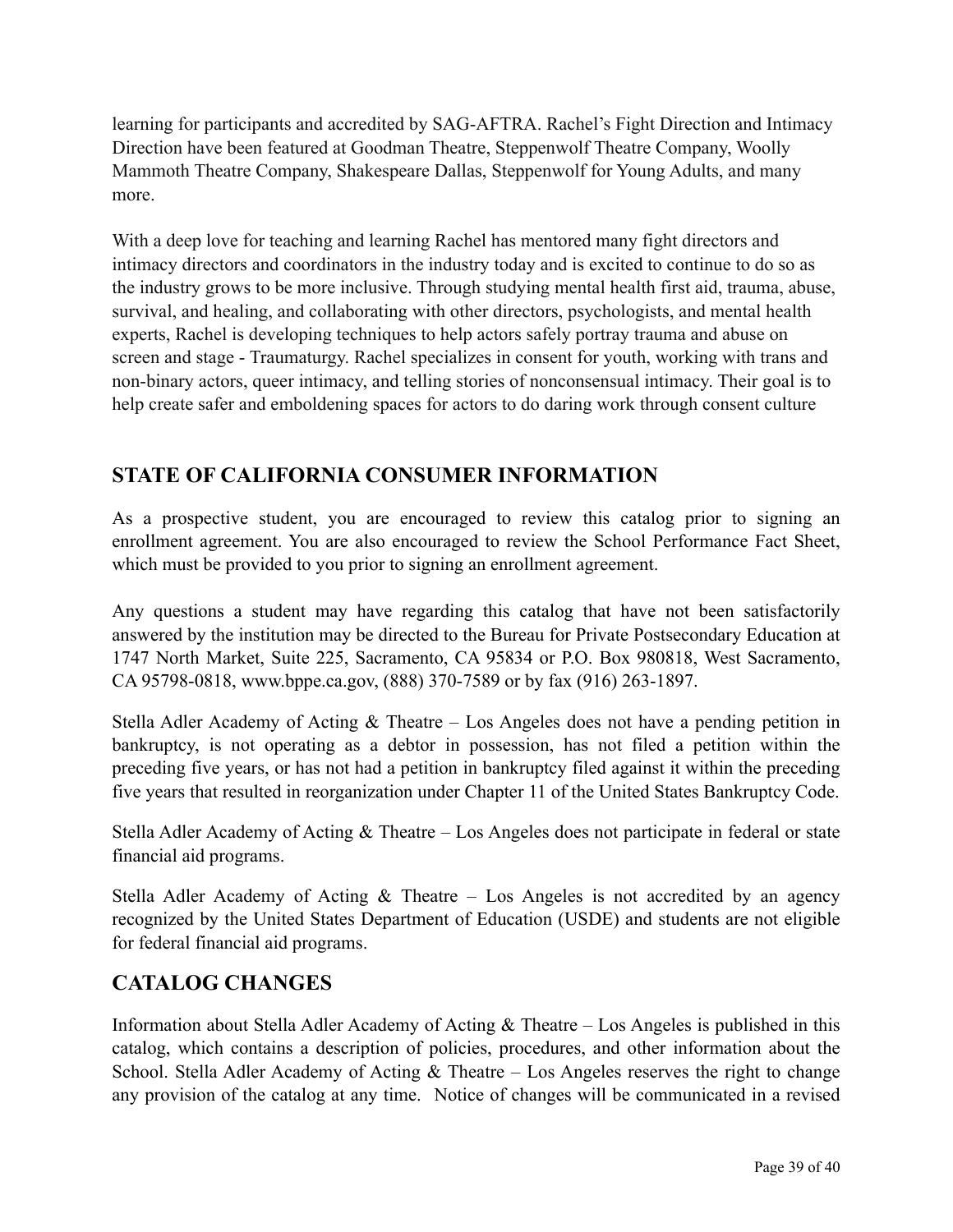learning for participants and accredited by SAG-AFTRA. Rachel's Fight Direction and Intimacy Direction have been featured at Goodman Theatre, Steppenwolf Theatre Company, Woolly Mammoth Theatre Company, Shakespeare Dallas, Steppenwolf for Young Adults, and many more.

With a deep love for teaching and learning Rachel has mentored many fight directors and intimacy directors and coordinators in the industry today and is excited to continue to do so as the industry grows to be more inclusive. Through studying mental health first aid, trauma, abuse, survival, and healing, and collaborating with other directors, psychologists, and mental health experts, Rachel is developing techniques to help actors safely portray trauma and abuse on screen and stage - Traumaturgy. Rachel specializes in consent for youth, working with trans and non-binary actors, queer intimacy, and telling stories of nonconsensual intimacy. Their goal is to help create safer and emboldening spaces for actors to do daring work through consent culture

## STATE OF CALIFORNIA CONSUMER INFORMATION

As a prospective student, you are encouraged to review this catalog prior to signing an enrollment agreement. You are also encouraged to review the School Performance Fact Sheet, which must be provided to you prior to signing an enrollment agreement.

Any questions a student may have regarding this catalog that have not been satisfactorily answered by the institution may be directed to the Bureau for Private Postsecondary Education at 1747 North Market, Suite 225, Sacramento, CA 95834 or P.O. Box 980818, West Sacramento, CA 95798-0818, www.bppe.ca.gov, (888) 370-7589 or by fax (916) 263-1897.

Stella Adler Academy of Acting & Theatre – Los Angeles does not have a pending petition in bankruptcy, is not operating as a debtor in possession, has not filed a petition within the preceding five years, or has not had a petition in bankruptcy filed against it within the preceding five years that resulted in reorganization under Chapter 11 of the United States Bankruptcy Code.

Stella Adler Academy of Acting & Theatre – Los Angeles does not participate in federal or state financial aid programs.

Stella Adler Academy of Acting & Theatre – Los Angeles is not accredited by an agency recognized by the United States Department of Education (USDE) and students are not eligible for federal financial aid programs.

## CATALOG CHANGES

Information about Stella Adler Academy of Acting & Theatre – Los Angeles is published in this catalog, which contains a description of policies, procedures, and other information about the School. Stella Adler Academy of Acting & Theatre – Los Angeles reserves the right to change any provision of the catalog at any time. Notice of changes will be communicated in a revised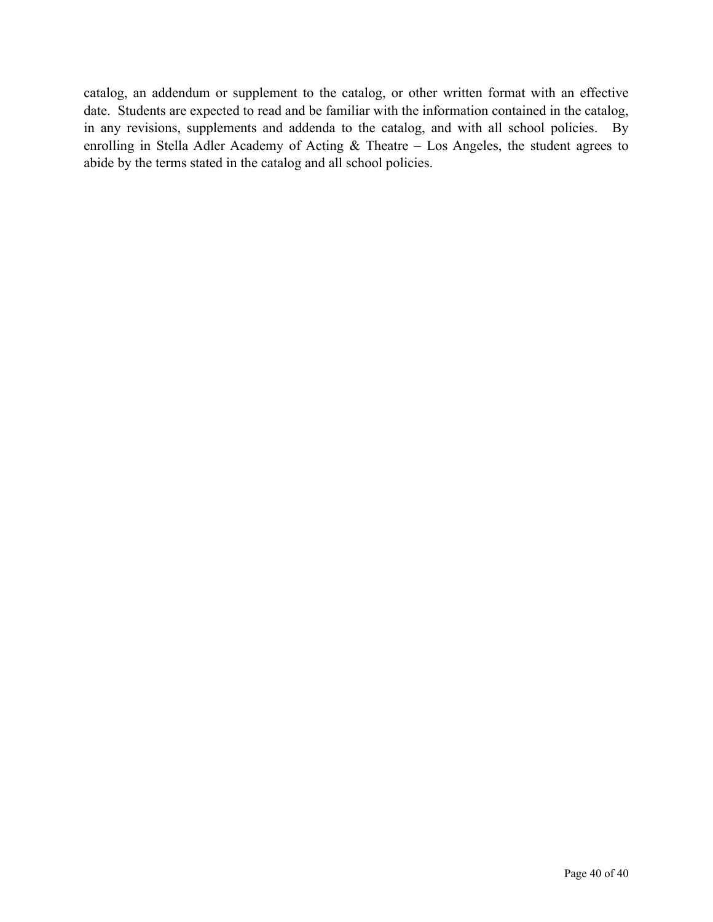catalog, an addendum or supplement to the catalog, or other written format with an effective date. Students are expected to read and be familiar with the information contained in the catalog, in any revisions, supplements and addenda to the catalog, and with all school policies. By enrolling in Stella Adler Academy of Acting & Theatre – Los Angeles, the student agrees to abide by the terms stated in the catalog and all school policies.